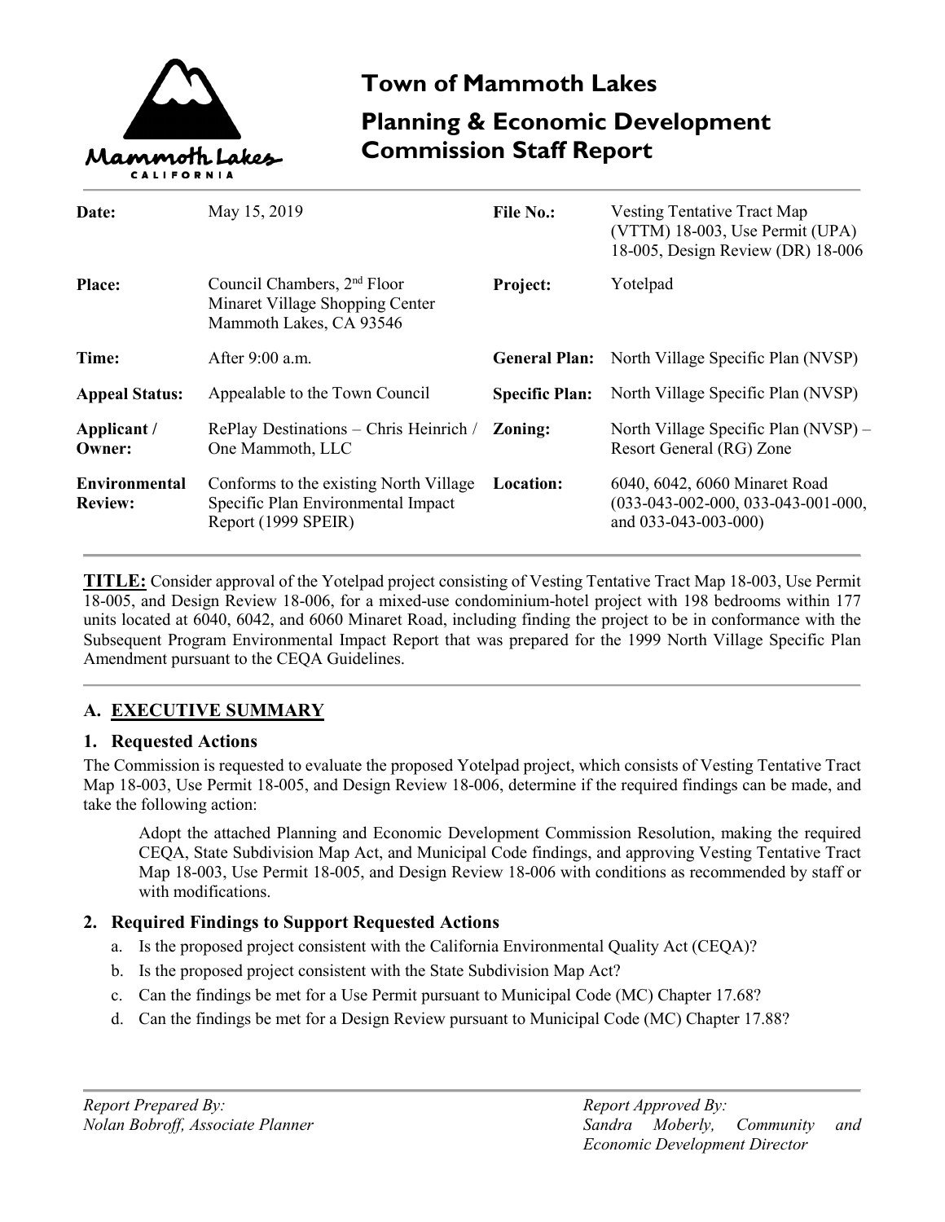# Town of Mammoth Lakes

## Planning & Economic Development Commission Staff Report

| | | | |
|---|---|---|---|
| **Date:** | May 15, 2019 | **File No.:** | Vesting Tentative Tract Map (VTTM) 18-003, Use Permit (UPA) 18-005, Design Review (DR) 18-006 |
| **Place:** | Council Chambers, 2nd Floor Minaret Village Shopping Center Mammoth Lakes, CA 93546 | **Project:** | Yotelpad |
| **Time:** | After 9:00 a.m. | **General Plan:** | North Village Specific Plan (NVSP) |
| **Appeal Status:** | Appealable to the Town Council | **Specific Plan:** | North Village Specific Plan (NVSP) |
| **Applicant / Owner:** | RePlay Destinations – Chris Heinrich / One Mammoth, LLC | **Zoning:** | North Village Specific Plan (NVSP) – Resort General (RG) Zone |
| **Environmental Review:** | Conforms to the existing North Village Specific Plan Environmental Impact Report (1999 SPEIR) | **Location:** | 6040, 6042, 6060 Minaret Road (033-043-002-000, 033-043-001-000, and 033-043-003-000) |

**TITLE:** Consider approval of the Yotelpad project consisting of Vesting Tentative Tract Map 18-003, Use Permit 18-005, and Design Review 18-006, for a mixed-use condominium-hotel project with 198 bedrooms within 177 units located at 6040, 6042, and 6060 Minaret Road, including finding the project to be in conformance with the Subsequent Program Environmental Impact Report that was prepared for the 1999 North Village Specific Plan Amendment pursuant to the CEQA Guidelines.

## A. EXECUTIVE SUMMARY

### 1. Requested Actions

The Commission is requested to evaluate the proposed Yotelpad project, which consists of Vesting Tentative Tract Map 18-003, Use Permit 18-005, and Design Review 18-006, determine if the required findings can be made, and take the following action:

> Adopt the attached Planning and Economic Development Commission Resolution, making the required CEQA, State Subdivision Map Act, and Municipal Code findings, and approving Vesting Tentative Tract Map 18-003, Use Permit 18-005, and Design Review 18-006 with conditions as recommended by staff or with modifications.

### 2. Required Findings to Support Requested Actions

a. Is the proposed project consistent with the California Environmental Quality Act (CEQA)?
b. Is the proposed project consistent with the State Subdivision Map Act?
c. Can the findings be met for a Use Permit pursuant to Municipal Code (MC) Chapter 17.68?
d. Can the findings be met for a Design Review pursuant to Municipal Code (MC) Chapter 17.88?

*Report Prepared By:*
*Nolan Bobroff, Associate Planner*

*Report Approved By:*
*Sandra Moberly, Community and Economic Development Director*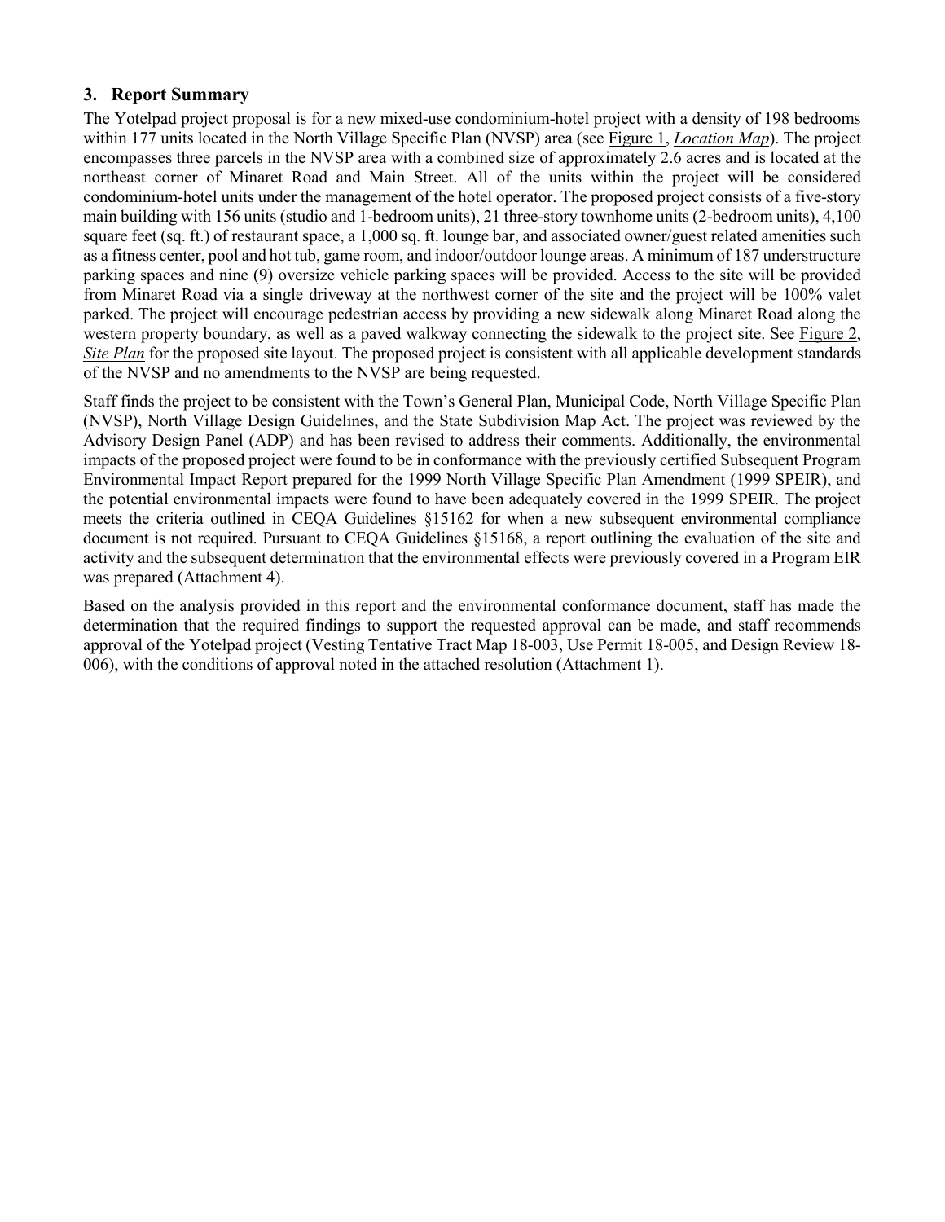## 3. Report Summary

The Yotelpad project proposal is for a new mixed-use condominium-hotel project with a density of 198 bedrooms within 177 units located in the North Village Specific Plan (NVSP) area (see Figure 1, *Location Map*). The project encompasses three parcels in the NVSP area with a combined size of approximately 2.6 acres and is located at the northeast corner of Minaret Road and Main Street. All of the units within the project will be considered condominium-hotel units under the management of the hotel operator. The proposed project consists of a five-story main building with 156 units (studio and 1-bedroom units), 21 three-story townhome units (2-bedroom units), 4,100 square feet (sq. ft.) of restaurant space, a 1,000 sq. ft. lounge bar, and associated owner/guest related amenities such as a fitness center, pool and hot tub, game room, and indoor/outdoor lounge areas. A minimum of 187 understructure parking spaces and nine (9) oversize vehicle parking spaces will be provided. Access to the site will be provided from Minaret Road via a single driveway at the northwest corner of the site and the project will be 100% valet parked. The project will encourage pedestrian access by providing a new sidewalk along Minaret Road along the western property boundary, as well as a paved walkway connecting the sidewalk to the project site. See Figure 2, *Site Plan* for the proposed site layout. The proposed project is consistent with all applicable development standards of the NVSP and no amendments to the NVSP are being requested.

Staff finds the project to be consistent with the Town's General Plan, Municipal Code, North Village Specific Plan (NVSP), North Village Design Guidelines, and the State Subdivision Map Act. The project was reviewed by the Advisory Design Panel (ADP) and has been revised to address their comments. Additionally, the environmental impacts of the proposed project were found to be in conformance with the previously certified Subsequent Program Environmental Impact Report prepared for the 1999 North Village Specific Plan Amendment (1999 SPEIR), and the potential environmental impacts were found to have been adequately covered in the 1999 SPEIR. The project meets the criteria outlined in CEQA Guidelines §15162 for when a new subsequent environmental compliance document is not required. Pursuant to CEQA Guidelines §15168, a report outlining the evaluation of the site and activity and the subsequent determination that the environmental effects were previously covered in a Program EIR was prepared (Attachment 4).

Based on the analysis provided in this report and the environmental conformance document, staff has made the determination that the required findings to support the requested approval can be made, and staff recommends approval of the Yotelpad project (Vesting Tentative Tract Map 18-003, Use Permit 18-005, and Design Review 18-006), with the conditions of approval noted in the attached resolution (Attachment 1).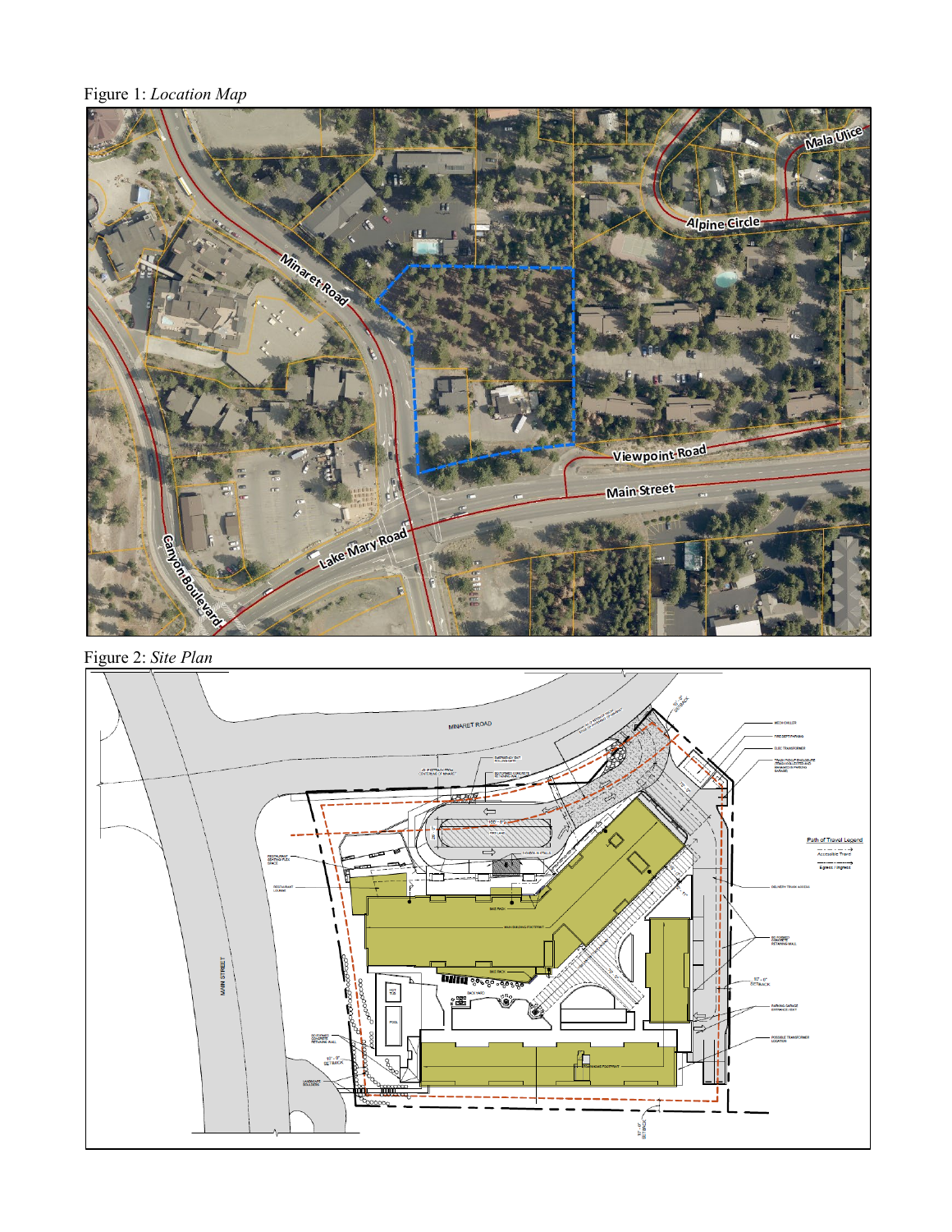Figure 1: *Location Map*

Figure 2: *Site Plan*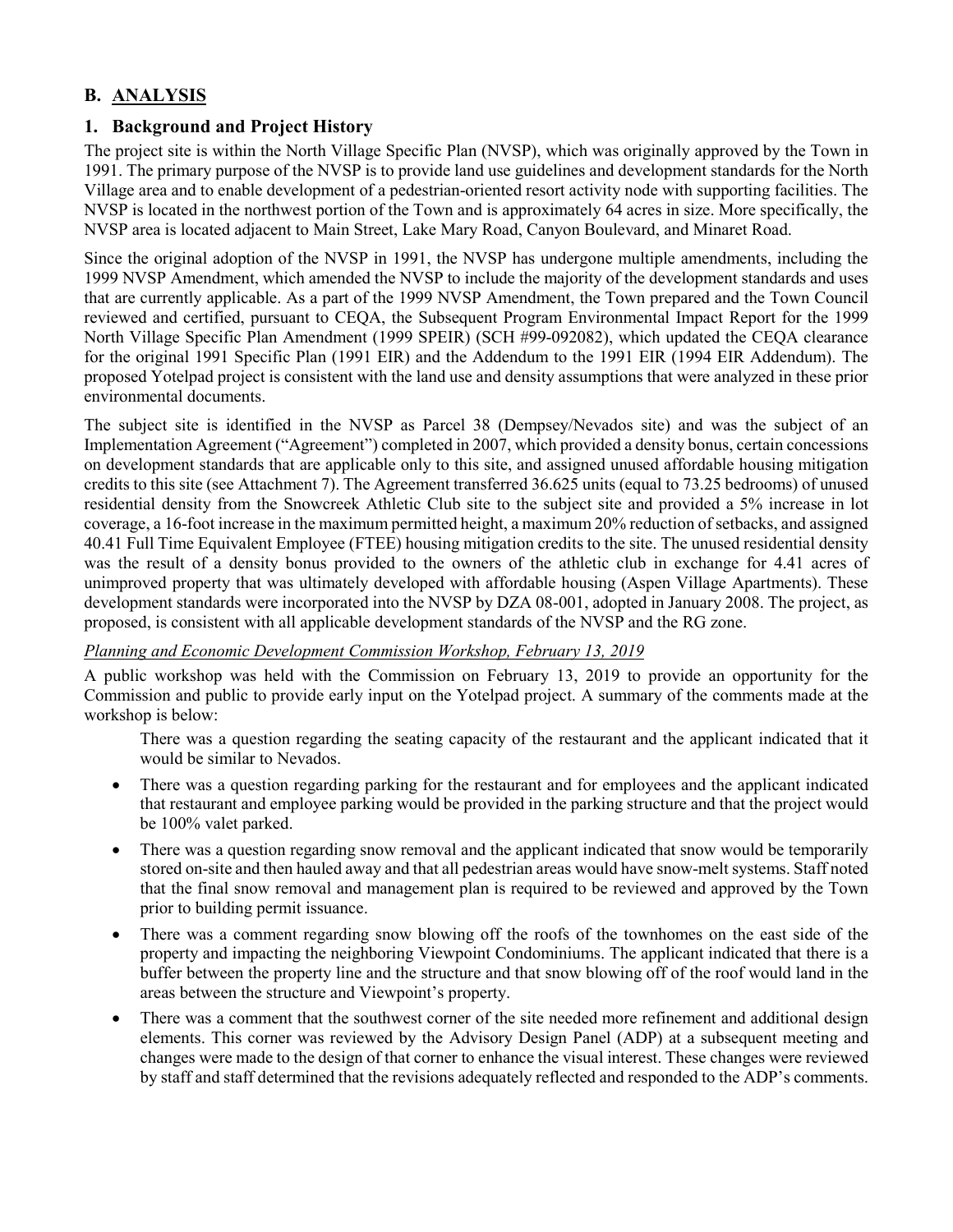## B. ANALYSIS

### 1. Background and Project History

The project site is within the North Village Specific Plan (NVSP), which was originally approved by the Town in 1991. The primary purpose of the NVSP is to provide land use guidelines and development standards for the North Village area and to enable development of a pedestrian-oriented resort activity node with supporting facilities. The NVSP is located in the northwest portion of the Town and is approximately 64 acres in size. More specifically, the NVSP area is located adjacent to Main Street, Lake Mary Road, Canyon Boulevard, and Minaret Road.

Since the original adoption of the NVSP in 1991, the NVSP has undergone multiple amendments, including the 1999 NVSP Amendment, which amended the NVSP to include the majority of the development standards and uses that are currently applicable. As a part of the 1999 NVSP Amendment, the Town prepared and the Town Council reviewed and certified, pursuant to CEQA, the Subsequent Program Environmental Impact Report for the 1999 North Village Specific Plan Amendment (1999 SPEIR) (SCH #99-092082), which updated the CEQA clearance for the original 1991 Specific Plan (1991 EIR) and the Addendum to the 1991 EIR (1994 EIR Addendum). The proposed Yotelpad project is consistent with the land use and density assumptions that were analyzed in these prior environmental documents.

The subject site is identified in the NVSP as Parcel 38 (Dempsey/Nevados site) and was the subject of an Implementation Agreement ("Agreement") completed in 2007, which provided a density bonus, certain concessions on development standards that are applicable only to this site, and assigned unused affordable housing mitigation credits to this site (see Attachment 7). The Agreement transferred 36.625 units (equal to 73.25 bedrooms) of unused residential density from the Snowcreek Athletic Club site to the subject site and provided a 5% increase in lot coverage, a 16-foot increase in the maximum permitted height, a maximum 20% reduction of setbacks, and assigned 40.41 Full Time Equivalent Employee (FTEE) housing mitigation credits to the site. The unused residential density was the result of a density bonus provided to the owners of the athletic club in exchange for 4.41 acres of unimproved property that was ultimately developed with affordable housing (Aspen Village Apartments). These development standards were incorporated into the NVSP by DZA 08-001, adopted in January 2008. The project, as proposed, is consistent with all applicable development standards of the NVSP and the RG zone.

*Planning and Economic Development Commission Workshop, February 13, 2019*

A public workshop was held with the Commission on February 13, 2019 to provide an opportunity for the Commission and public to provide early input on the Yotelpad project. A summary of the comments made at the workshop is below:

There was a question regarding the seating capacity of the restaurant and the applicant indicated that it would be similar to Nevados.

- There was a question regarding parking for the restaurant and for employees and the applicant indicated that restaurant and employee parking would be provided in the parking structure and that the project would be 100% valet parked.
- There was a question regarding snow removal and the applicant indicated that snow would be temporarily stored on-site and then hauled away and that all pedestrian areas would have snow-melt systems. Staff noted that the final snow removal and management plan is required to be reviewed and approved by the Town prior to building permit issuance.
- There was a comment regarding snow blowing off the roofs of the townhomes on the east side of the property and impacting the neighboring Viewpoint Condominiums. The applicant indicated that there is a buffer between the property line and the structure and that snow blowing off of the roof would land in the areas between the structure and Viewpoint's property.
- There was a comment that the southwest corner of the site needed more refinement and additional design elements. This corner was reviewed by the Advisory Design Panel (ADP) at a subsequent meeting and changes were made to the design of that corner to enhance the visual interest. These changes were reviewed by staff and staff determined that the revisions adequately reflected and responded to the ADP's comments.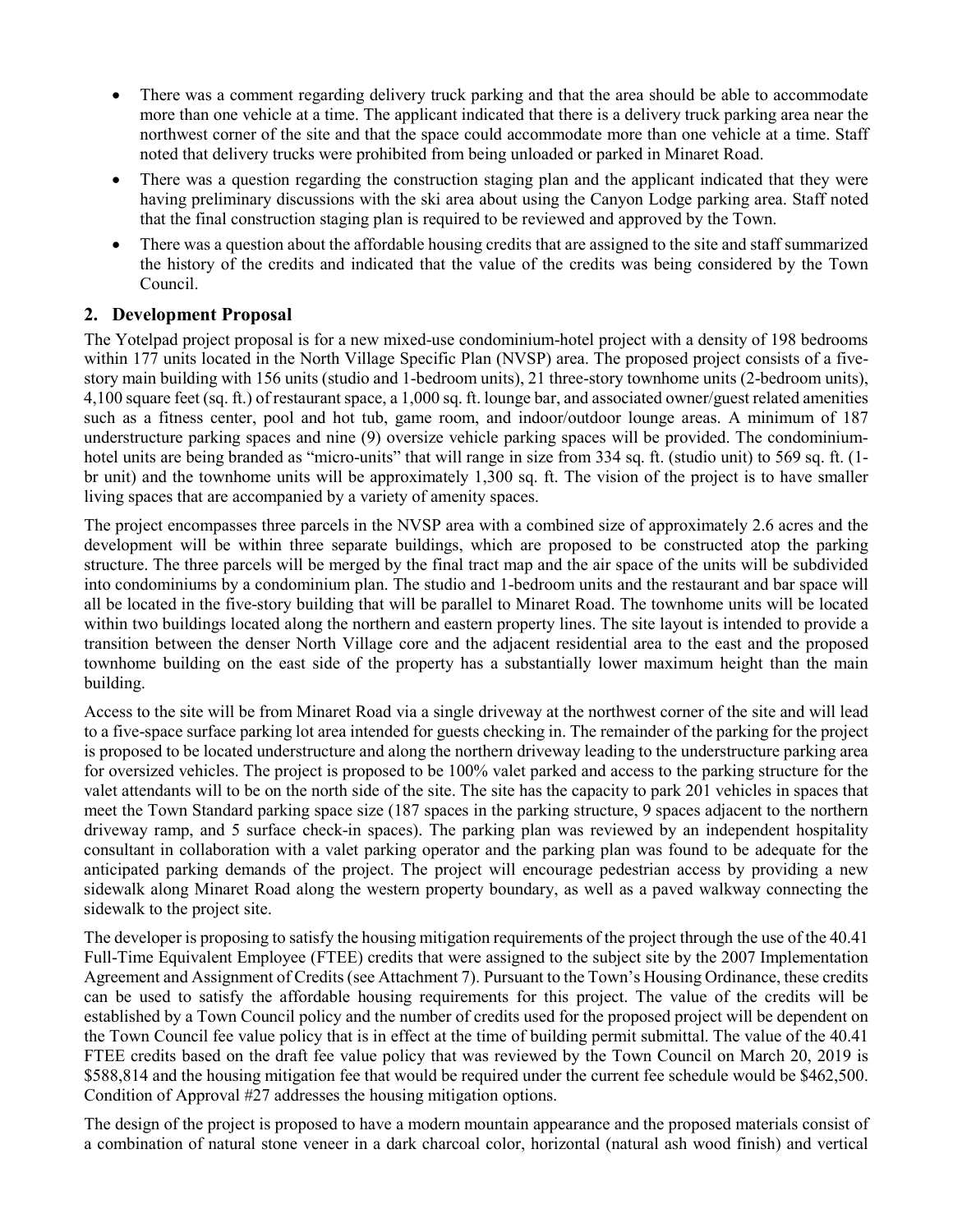- There was a comment regarding delivery truck parking and that the area should be able to accommodate more than one vehicle at a time. The applicant indicated that there is a delivery truck parking area near the northwest corner of the site and that the space could accommodate more than one vehicle at a time. Staff noted that delivery trucks were prohibited from being unloaded or parked in Minaret Road.
- There was a question regarding the construction staging plan and the applicant indicated that they were having preliminary discussions with the ski area about using the Canyon Lodge parking area. Staff noted that the final construction staging plan is required to be reviewed and approved by the Town.
- There was a question about the affordable housing credits that are assigned to the site and staff summarized the history of the credits and indicated that the value of the credits was being considered by the Town Council.

## 2. Development Proposal

The Yotelpad project proposal is for a new mixed-use condominium-hotel project with a density of 198 bedrooms within 177 units located in the North Village Specific Plan (NVSP) area. The proposed project consists of a five-story main building with 156 units (studio and 1-bedroom units), 21 three-story townhome units (2-bedroom units), 4,100 square feet (sq. ft.) of restaurant space, a 1,000 sq. ft. lounge bar, and associated owner/guest related amenities such as a fitness center, pool and hot tub, game room, and indoor/outdoor lounge areas. A minimum of 187 understructure parking spaces and nine (9) oversize vehicle parking spaces will be provided. The condominium-hotel units are being branded as "micro-units" that will range in size from 334 sq. ft. (studio unit) to 569 sq. ft. (1-br unit) and the townhome units will be approximately 1,300 sq. ft. The vision of the project is to have smaller living spaces that are accompanied by a variety of amenity spaces.

The project encompasses three parcels in the NVSP area with a combined size of approximately 2.6 acres and the development will be within three separate buildings, which are proposed to be constructed atop the parking structure. The three parcels will be merged by the final tract map and the air space of the units will be subdivided into condominiums by a condominium plan. The studio and 1-bedroom units and the restaurant and bar space will all be located in the five-story building that will be parallel to Minaret Road. The townhome units will be located within two buildings located along the northern and eastern property lines. The site layout is intended to provide a transition between the denser North Village core and the adjacent residential area to the east and the proposed townhome building on the east side of the property has a substantially lower maximum height than the main building.

Access to the site will be from Minaret Road via a single driveway at the northwest corner of the site and will lead to a five-space surface parking lot area intended for guests checking in. The remainder of the parking for the project is proposed to be located understructure and along the northern driveway leading to the understructure parking area for oversized vehicles. The project is proposed to be 100% valet parked and access to the parking structure for the valet attendants will to be on the north side of the site. The site has the capacity to park 201 vehicles in spaces that meet the Town Standard parking space size (187 spaces in the parking structure, 9 spaces adjacent to the northern driveway ramp, and 5 surface check-in spaces). The parking plan was reviewed by an independent hospitality consultant in collaboration with a valet parking operator and the parking plan was found to be adequate for the anticipated parking demands of the project. The project will encourage pedestrian access by providing a new sidewalk along Minaret Road along the western property boundary, as well as a paved walkway connecting the sidewalk to the project site.

The developer is proposing to satisfy the housing mitigation requirements of the project through the use of the 40.41 Full-Time Equivalent Employee (FTEE) credits that were assigned to the subject site by the 2007 Implementation Agreement and Assignment of Credits (see Attachment 7). Pursuant to the Town's Housing Ordinance, these credits can be used to satisfy the affordable housing requirements for this project. The value of the credits will be established by a Town Council policy and the number of credits used for the proposed project will be dependent on the Town Council fee value policy that is in effect at the time of building permit submittal. The value of the 40.41 FTEE credits based on the draft fee value policy that was reviewed by the Town Council on March 20, 2019 is $588,814 and the housing mitigation fee that would be required under the current fee schedule would be $462,500. Condition of Approval #27 addresses the housing mitigation options.

The design of the project is proposed to have a modern mountain appearance and the proposed materials consist of a combination of natural stone veneer in a dark charcoal color, horizontal (natural ash wood finish) and vertical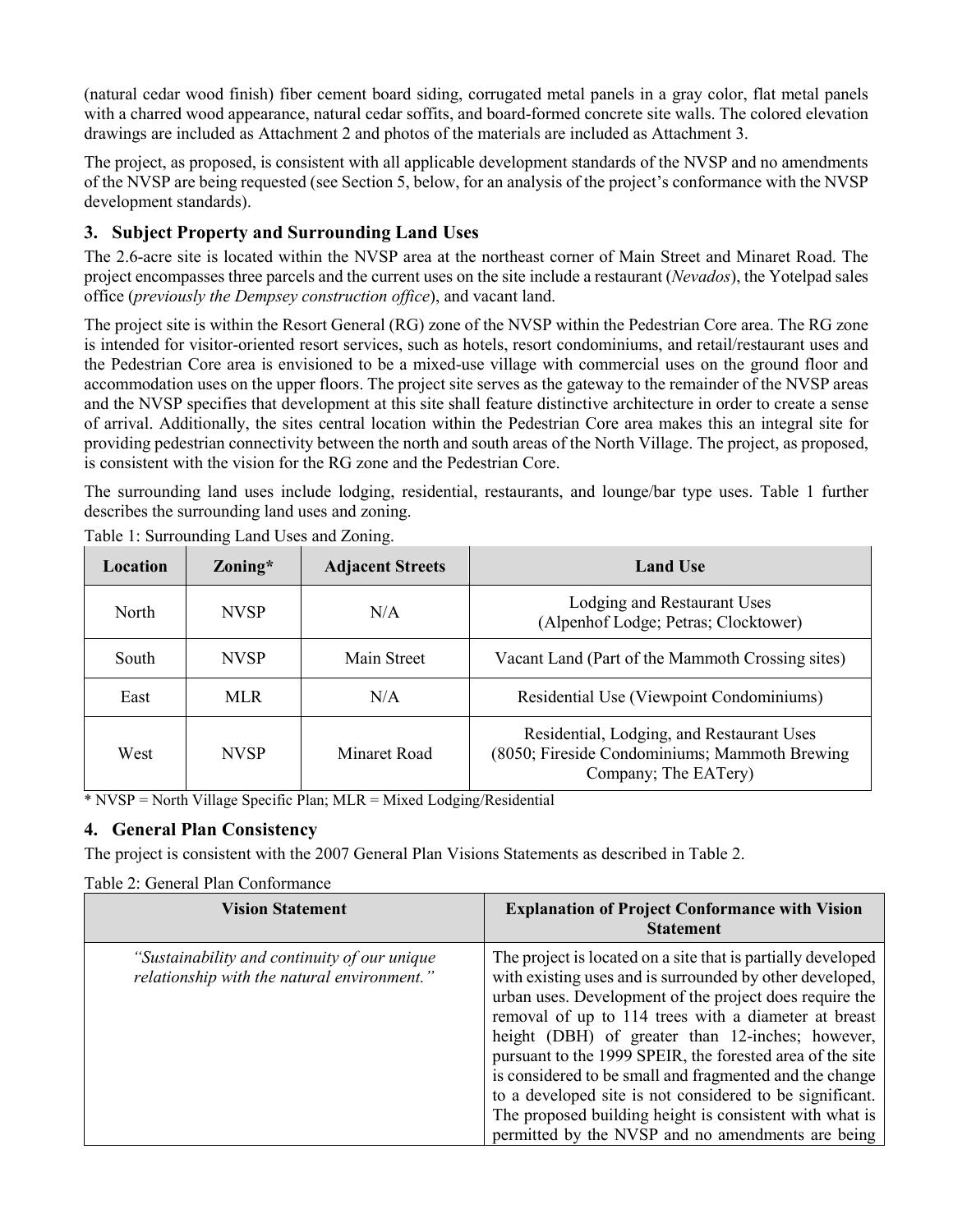(natural cedar wood finish) fiber cement board siding, corrugated metal panels in a gray color, flat metal panels with a charred wood appearance, natural cedar soffits, and board-formed concrete site walls. The colored elevation drawings are included as Attachment 2 and photos of the materials are included as Attachment 3.

The project, as proposed, is consistent with all applicable development standards of the NVSP and no amendments of the NVSP are being requested (see Section 5, below, for an analysis of the project's conformance with the NVSP development standards).

## 3. Subject Property and Surrounding Land Uses

The 2.6-acre site is located within the NVSP area at the northeast corner of Main Street and Minaret Road. The project encompasses three parcels and the current uses on the site include a restaurant (*Nevados*), the Yotelpad sales office (*previously the Dempsey construction office*), and vacant land.

The project site is within the Resort General (RG) zone of the NVSP within the Pedestrian Core area. The RG zone is intended for visitor-oriented resort services, such as hotels, resort condominiums, and retail/restaurant uses and the Pedestrian Core area is envisioned to be a mixed-use village with commercial uses on the ground floor and accommodation uses on the upper floors. The project site serves as the gateway to the remainder of the NVSP areas and the NVSP specifies that development at this site shall feature distinctive architecture in order to create a sense of arrival. Additionally, the sites central location within the Pedestrian Core area makes this an integral site for providing pedestrian connectivity between the north and south areas of the North Village. The project, as proposed, is consistent with the vision for the RG zone and the Pedestrian Core.

The surrounding land uses include lodging, residential, restaurants, and lounge/bar type uses. Table 1 further describes the surrounding land uses and zoning.

Table 1: Surrounding Land Uses and Zoning.

| Location | Zoning* | Adjacent Streets | Land Use |
|---|---|---|---|
| North | NVSP | N/A | Lodging and Restaurant Uses (Alpenhof Lodge; Petras; Clocktower) |
| South | NVSP | Main Street | Vacant Land (Part of the Mammoth Crossing sites) |
| East | MLR | N/A | Residential Use (Viewpoint Condominiums) |
| West | NVSP | Minaret Road | Residential, Lodging, and Restaurant Uses (8050; Fireside Condominiums; Mammoth Brewing Company; The EATery) |

* NVSP = North Village Specific Plan; MLR = Mixed Lodging/Residential

## 4. General Plan Consistency

The project is consistent with the 2007 General Plan Visions Statements as described in Table 2.

Table 2: General Plan Conformance

| Vision Statement | Explanation of Project Conformance with Vision Statement |
|---|---|
| *"Sustainability and continuity of our unique relationship with the natural environment."* | The project is located on a site that is partially developed with existing uses and is surrounded by other developed, urban uses. Development of the project does require the removal of up to 114 trees with a diameter at breast height (DBH) of greater than 12-inches; however, pursuant to the 1999 SPEIR, the forested area of the site is considered to be small and fragmented and the change to a developed site is not considered to be significant. The proposed building height is consistent with what is permitted by the NVSP and no amendments are being |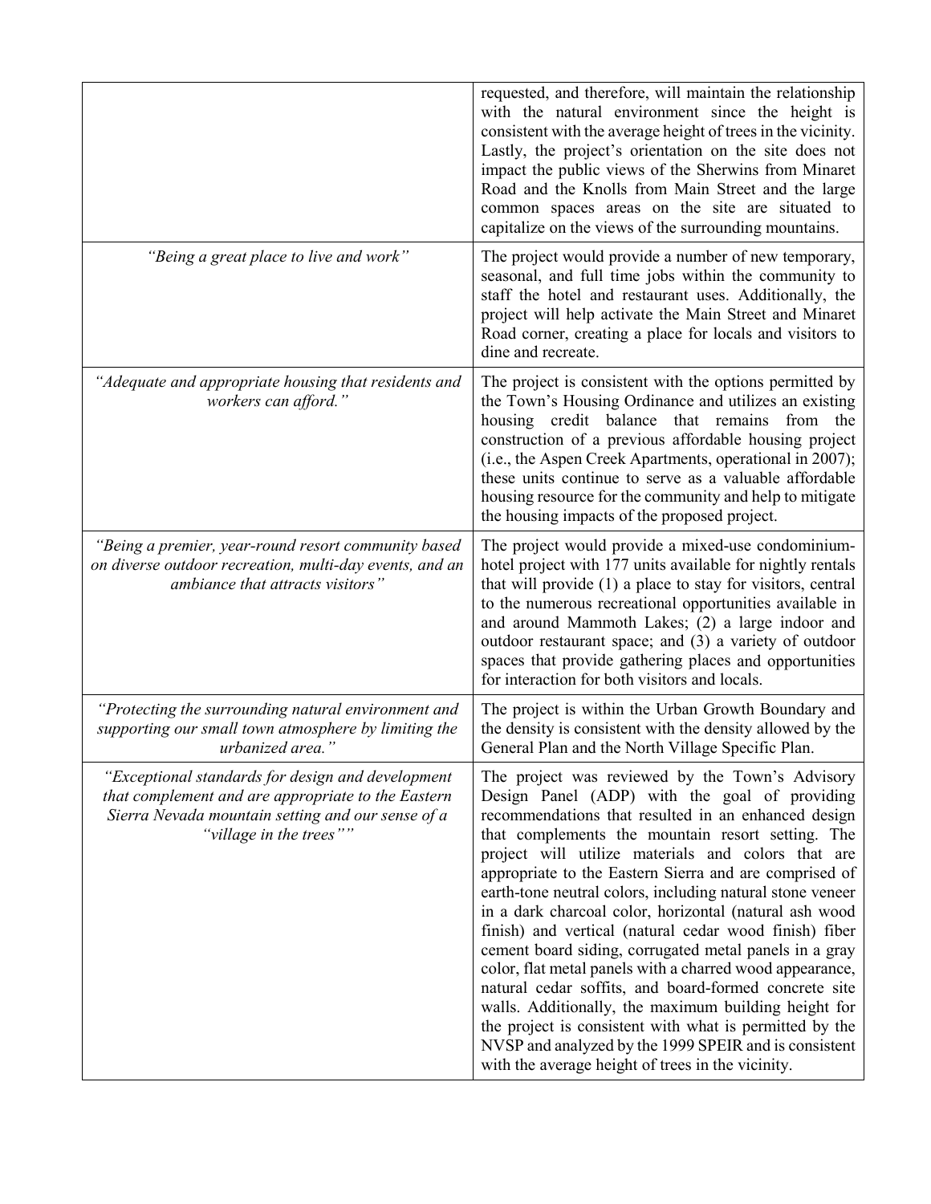| | |
|---|---|
| | requested, and therefore, will maintain the relationship with the natural environment since the height is consistent with the average height of trees in the vicinity. Lastly, the project's orientation on the site does not impact the public views of the Sherwins from Minaret Road and the Knolls from Main Street and the large common spaces areas on the site are situated to capitalize on the views of the surrounding mountains. |
| *"Being a great place to live and work"* | The project would provide a number of new temporary, seasonal, and full time jobs within the community to staff the hotel and restaurant uses. Additionally, the project will help activate the Main Street and Minaret Road corner, creating a place for locals and visitors to dine and recreate. |
| *"Adequate and appropriate housing that residents and workers can afford."* | The project is consistent with the options permitted by the Town's Housing Ordinance and utilizes an existing housing credit balance that remains from the construction of a previous affordable housing project (i.e., the Aspen Creek Apartments, operational in 2007); these units continue to serve as a valuable affordable housing resource for the community and help to mitigate the housing impacts of the proposed project. |
| *"Being a premier, year-round resort community based on diverse outdoor recreation, multi-day events, and an ambiance that attracts visitors"* | The project would provide a mixed-use condominium-hotel project with 177 units available for nightly rentals that will provide (1) a place to stay for visitors, central to the numerous recreational opportunities available in and around Mammoth Lakes; (2) a large indoor and outdoor restaurant space; and (3) a variety of outdoor spaces that provide gathering places and opportunities for interaction for both visitors and locals. |
| *"Protecting the surrounding natural environment and supporting our small town atmosphere by limiting the urbanized area."* | The project is within the Urban Growth Boundary and the density is consistent with the density allowed by the General Plan and the North Village Specific Plan. |
| *"Exceptional standards for design and development that complement and are appropriate to the Eastern Sierra Nevada mountain setting and our sense of a "village in the trees""* | The project was reviewed by the Town's Advisory Design Panel (ADP) with the goal of providing recommendations that resulted in an enhanced design that complements the mountain resort setting. The project will utilize materials and colors that are appropriate to the Eastern Sierra and are comprised of earth-tone neutral colors, including natural stone veneer in a dark charcoal color, horizontal (natural ash wood finish) and vertical (natural cedar wood finish) fiber cement board siding, corrugated metal panels in a gray color, flat metal panels with a charred wood appearance, natural cedar soffits, and board-formed concrete site walls. Additionally, the maximum building height for the project is consistent with what is permitted by the NVSP and analyzed by the 1999 SPEIR and is consistent with the average height of trees in the vicinity. |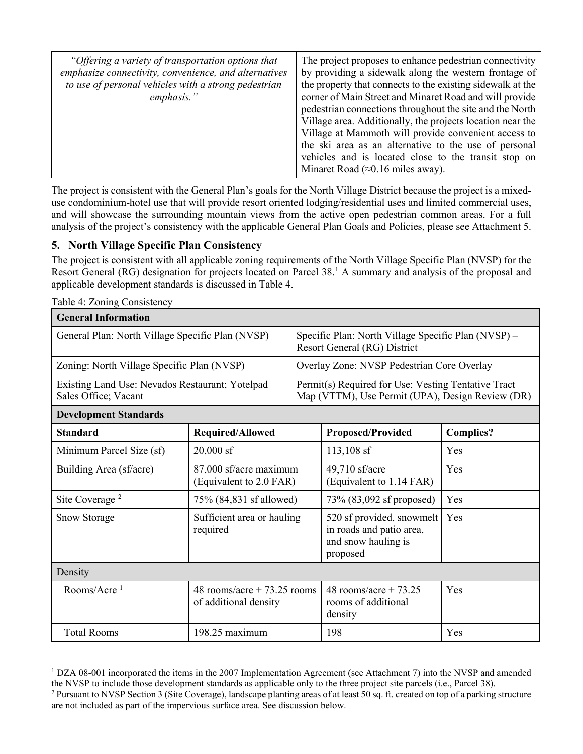| “Offering a variety of transportation options that emphasize connectivity, convenience, and alternatives to use of personal vehicles with a strong pedestrian emphasis.” | The project proposes to enhance pedestrian connectivity by providing a sidewalk along the western frontage of the property that connects to the existing sidewalk at the corner of Main Street and Minaret Road and will provide pedestrian connections throughout the site and the North Village area. Additionally, the projects location near the Village at Mammoth will provide convenient access to the ski area as an alternative to the use of personal vehicles and is located close to the transit stop on Minaret Road (≈0.16 miles away). |
|---|---|

The project is consistent with the General Plan’s goals for the North Village District because the project is a mixed-use condominium-hotel use that will provide resort oriented lodging/residential uses and limited commercial uses, and will showcase the surrounding mountain views from the active open pedestrian common areas. For a full analysis of the project’s consistency with the applicable General Plan Goals and Policies, please see Attachment 5.

## 5. North Village Specific Plan Consistency

The project is consistent with all applicable zoning requirements of the North Village Specific Plan (NVSP) for the Resort General (RG) designation for projects located on Parcel 38.[1] A summary and analysis of the proposal and applicable development standards is discussed in Table 4.

Table 4: Zoning Consistency

| **General Information** | | | |
|---|---|---|---|
| General Plan: North Village Specific Plan (NVSP) | | Specific Plan: North Village Specific Plan (NVSP) – Resort General (RG) District | |
| Zoning: North Village Specific Plan (NVSP) | | Overlay Zone: NVSP Pedestrian Core Overlay | |
| Existing Land Use: Nevados Restaurant; Yotelpad Sales Office; Vacant | | Permit(s) Required for Use: Vesting Tentative Tract Map (VTTM), Use Permit (UPA), Design Review (DR) | |
| **Development Standards** | | | |
| **Standard** | **Required/Allowed** | **Proposed/Provided** | **Complies?** |
| Minimum Parcel Size (sf) | 20,000 sf | 113,108 sf | Yes |
| Building Area (sf/acre) | 87,000 sf/acre maximum (Equivalent to 2.0 FAR) | 49,710 sf/acre (Equivalent to 1.14 FAR) | Yes |
| Site Coverage [2] | 75% (84,831 sf allowed) | 73% (83,092 sf proposed) | Yes |
| Snow Storage | Sufficient area or hauling required | 520 sf provided, snowmelt in roads and patio area, and snow hauling is proposed | Yes |
| Density | | | |
| Rooms/Acre [1] | 48 rooms/acre + 73.25 rooms of additional density | 48 rooms/acre + 73.25 rooms of additional density | Yes |
| Total Rooms | 198.25 maximum | 198 | Yes |

[1] DZA 08-001 incorporated the items in the 2007 Implementation Agreement (see Attachment 7) into the NVSP and amended the NVSP to include those development standards as applicable only to the three project site parcels (i.e., Parcel 38).

[2] Pursuant to NVSP Section 3 (Site Coverage), landscape planting areas of at least 50 sq. ft. created on top of a parking structure are not included as part of the impervious surface area. See discussion below.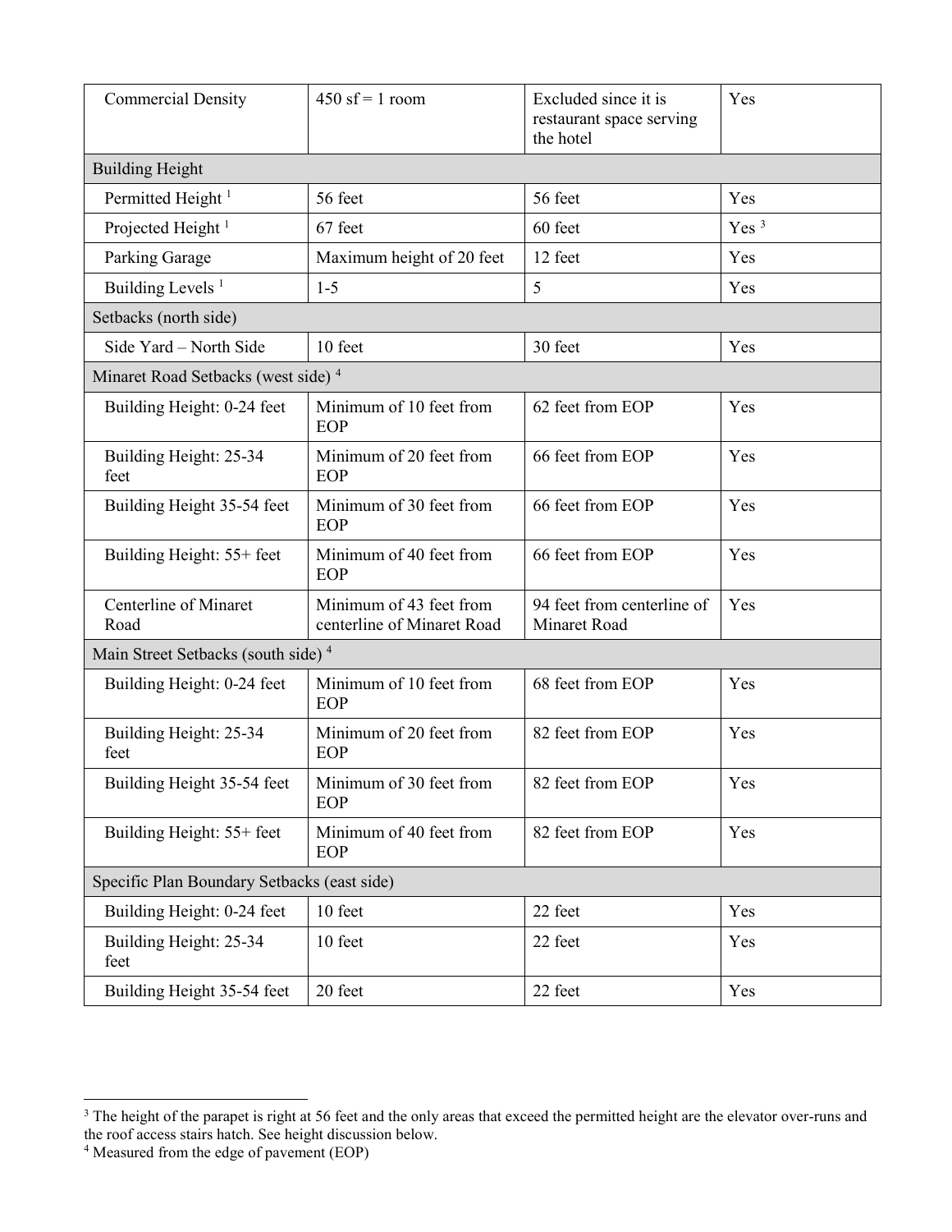| | | | |
|---|---|---|---|
| Commercial Density | 450 sf = 1 room | Excluded since it is restaurant space serving the hotel | Yes |
| Building Height | | | |
| Permitted Height [1] | 56 feet | 56 feet | Yes |
| Projected Height [1] | 67 feet | 60 feet | Yes [3] |
| Parking Garage | Maximum height of 20 feet | 12 feet | Yes |
| Building Levels [1] | 1-5 | 5 | Yes |
| Setbacks (north side) | | | |
| Side Yard – North Side | 10 feet | 30 feet | Yes |
| Minaret Road Setbacks (west side) [4] | | | |
| Building Height: 0-24 feet | Minimum of 10 feet from EOP | 62 feet from EOP | Yes |
| Building Height: 25-34 feet | Minimum of 20 feet from EOP | 66 feet from EOP | Yes |
| Building Height 35-54 feet | Minimum of 30 feet from EOP | 66 feet from EOP | Yes |
| Building Height: 55+ feet | Minimum of 40 feet from EOP | 66 feet from EOP | Yes |
| Centerline of Minaret Road | Minimum of 43 feet from centerline of Minaret Road | 94 feet from centerline of Minaret Road | Yes |
| Main Street Setbacks (south side) [4] | | | |
| Building Height: 0-24 feet | Minimum of 10 feet from EOP | 68 feet from EOP | Yes |
| Building Height: 25-34 feet | Minimum of 20 feet from EOP | 82 feet from EOP | Yes |
| Building Height 35-54 feet | Minimum of 30 feet from EOP | 82 feet from EOP | Yes |
| Building Height: 55+ feet | Minimum of 40 feet from EOP | 82 feet from EOP | Yes |
| Specific Plan Boundary Setbacks (east side) | | | |
| Building Height: 0-24 feet | 10 feet | 22 feet | Yes |
| Building Height: 25-34 feet | 10 feet | 22 feet | Yes |
| Building Height 35-54 feet | 20 feet | 22 feet | Yes |

[3] The height of the parapet is right at 56 feet and the only areas that exceed the permitted height are the elevator over-runs and the roof access stairs hatch. See height discussion below.

[4] Measured from the edge of pavement (EOP)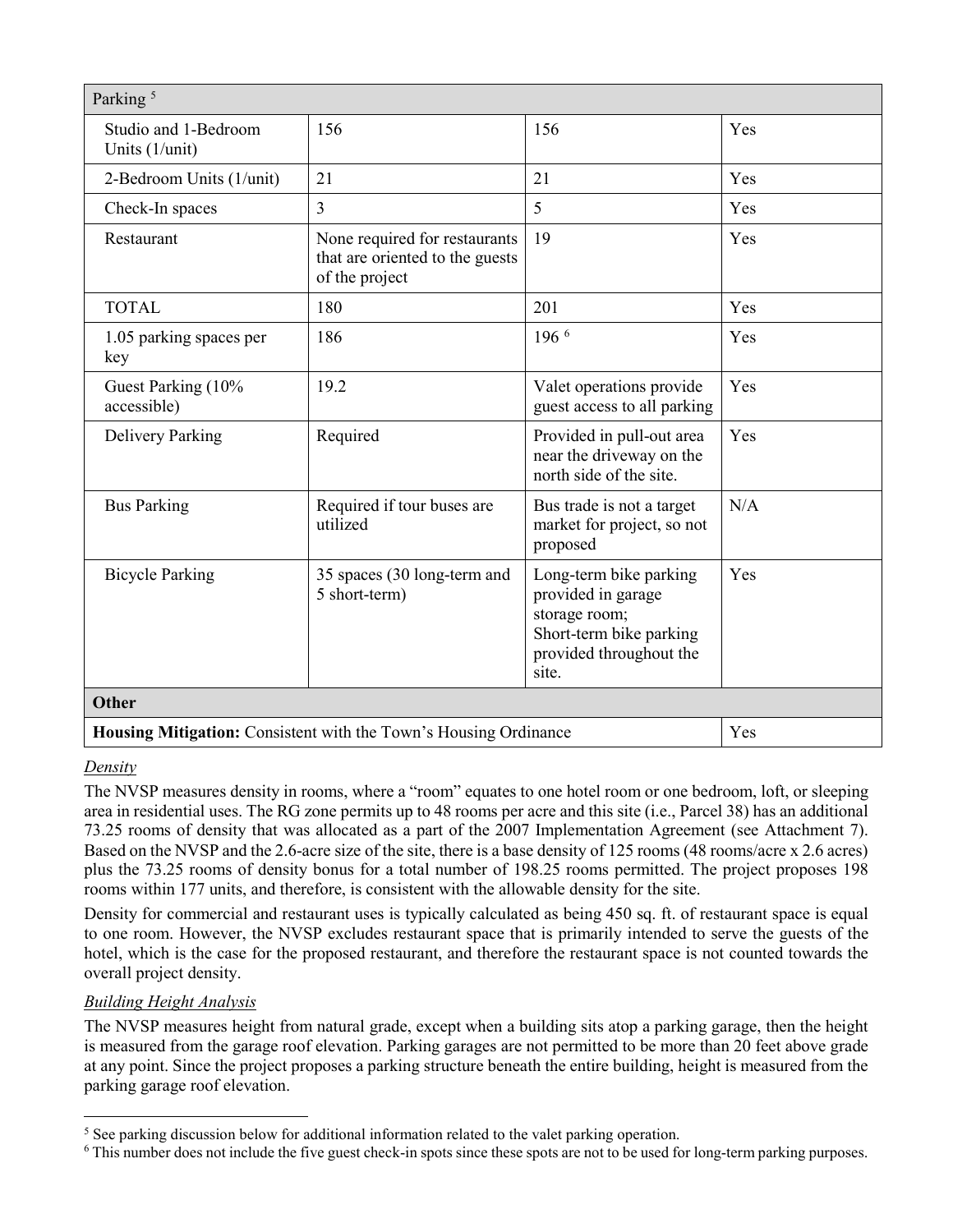| Parking [5] | | | |
|---|---|---|---|
| Studio and 1-Bedroom Units (1/unit) | 156 | 156 | Yes |
| 2-Bedroom Units (1/unit) | 21 | 21 | Yes |
| Check-In spaces | 3 | 5 | Yes |
| Restaurant | None required for restaurants that are oriented to the guests of the project | 19 | Yes |
| TOTAL | 180 | 201 | Yes |
| 1.05 parking spaces per key | 186 | 196 [6] | Yes |
| Guest Parking (10% accessible) | 19.2 | Valet operations provide guest access to all parking | Yes |
| Delivery Parking | Required | Provided in pull-out area near the driveway on the north side of the site. | Yes |
| Bus Parking | Required if tour buses are utilized | Bus trade is not a target market for project, so not proposed | N/A |
| Bicycle Parking | 35 spaces (30 long-term and 5 short-term) | Long-term bike parking provided in garage storage room; Short-term bike parking provided throughout the site. | Yes |
| **Other** | | | |
| **Housing Mitigation:** Consistent with the Town's Housing Ordinance | | | Yes |

*Density*

The NVSP measures density in rooms, where a "room" equates to one hotel room or one bedroom, loft, or sleeping area in residential uses. The RG zone permits up to 48 rooms per acre and this site (i.e., Parcel 38) has an additional 73.25 rooms of density that was allocated as a part of the 2007 Implementation Agreement (see Attachment 7). Based on the NVSP and the 2.6-acre size of the site, there is a base density of 125 rooms (48 rooms/acre x 2.6 acres) plus the 73.25 rooms of density bonus for a total number of 198.25 rooms permitted. The project proposes 198 rooms within 177 units, and therefore, is consistent with the allowable density for the site.

Density for commercial and restaurant uses is typically calculated as being 450 sq. ft. of restaurant space is equal to one room. However, the NVSP excludes restaurant space that is primarily intended to serve the guests of the hotel, which is the case for the proposed restaurant, and therefore the restaurant space is not counted towards the overall project density.

*Building Height Analysis*

The NVSP measures height from natural grade, except when a building sits atop a parking garage, then the height is measured from the garage roof elevation. Parking garages are not permitted to be more than 20 feet above grade at any point. Since the project proposes a parking structure beneath the entire building, height is measured from the parking garage roof elevation.

[5] See parking discussion below for additional information related to the valet parking operation.

[6] This number does not include the five guest check-in spots since these spots are not to be used for long-term parking purposes.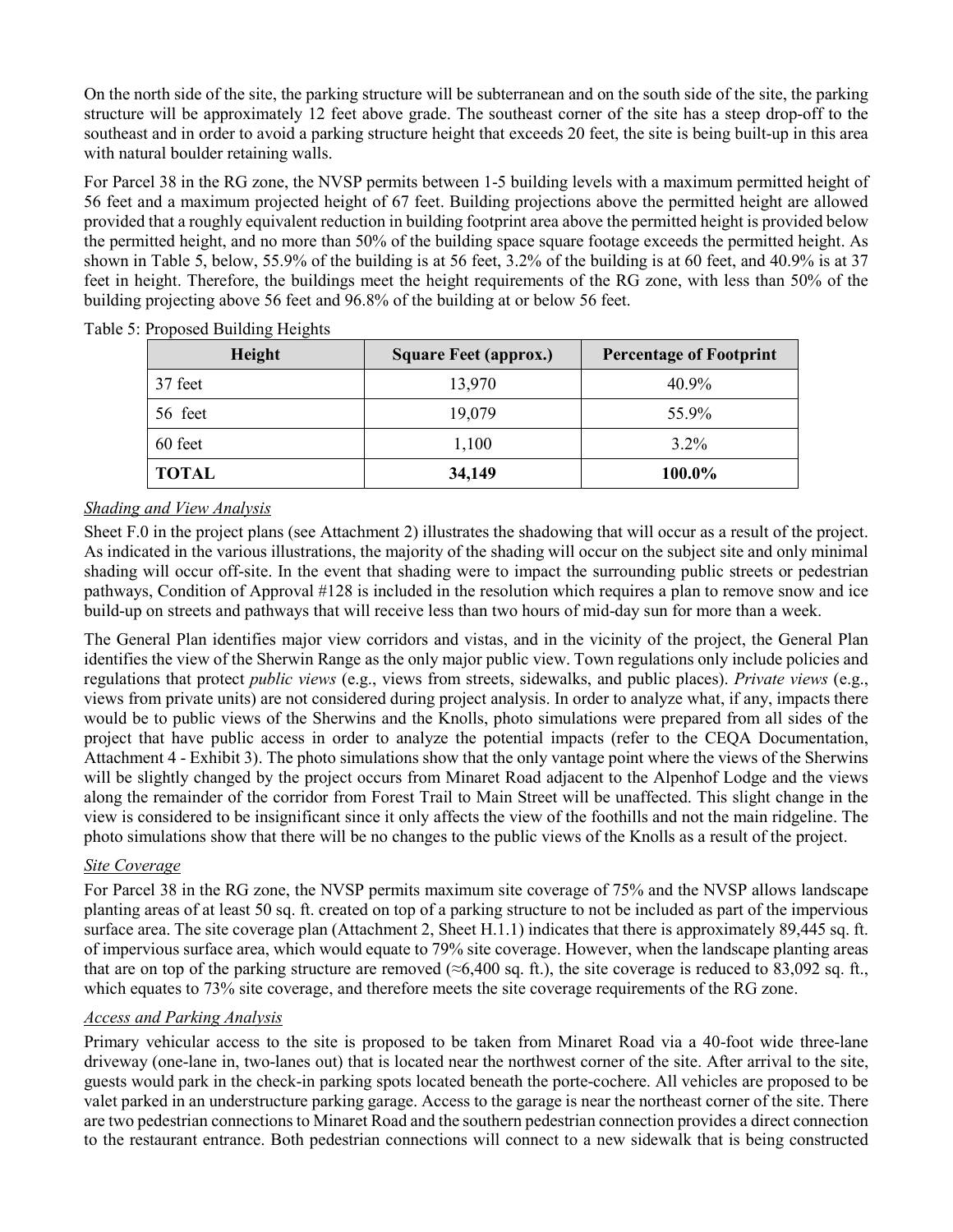On the north side of the site, the parking structure will be subterranean and on the south side of the site, the parking structure will be approximately 12 feet above grade. The southeast corner of the site has a steep drop-off to the southeast and in order to avoid a parking structure height that exceeds 20 feet, the site is being built-up in this area with natural boulder retaining walls.

For Parcel 38 in the RG zone, the NVSP permits between 1-5 building levels with a maximum permitted height of 56 feet and a maximum projected height of 67 feet. Building projections above the permitted height are allowed provided that a roughly equivalent reduction in building footprint area above the permitted height is provided below the permitted height, and no more than 50% of the building space square footage exceeds the permitted height. As shown in Table 5, below, 55.9% of the building is at 56 feet, 3.2% of the building is at 60 feet, and 40.9% is at 37 feet in height. Therefore, the buildings meet the height requirements of the RG zone, with less than 50% of the building projecting above 56 feet and 96.8% of the building at or below 56 feet.

Table 5: Proposed Building Heights

| Height | Square Feet (approx.) | Percentage of Footprint |
|---|---|---|
| 37 feet | 13,970 | 40.9% |
| 56 feet | 19,079 | 55.9% |
| 60 feet | 1,100 | 3.2% |
| **TOTAL** | **34,149** | **100.0%** |

*Shading and View Analysis*

Sheet F.0 in the project plans (see Attachment 2) illustrates the shadowing that will occur as a result of the project. As indicated in the various illustrations, the majority of the shading will occur on the subject site and only minimal shading will occur off-site. In the event that shading were to impact the surrounding public streets or pedestrian pathways, Condition of Approval #128 is included in the resolution which requires a plan to remove snow and ice build-up on streets and pathways that will receive less than two hours of mid-day sun for more than a week.

The General Plan identifies major view corridors and vistas, and in the vicinity of the project, the General Plan identifies the view of the Sherwin Range as the only major public view. Town regulations only include policies and regulations that protect *public views* (e.g., views from streets, sidewalks, and public places). *Private views* (e.g., views from private units) are not considered during project analysis. In order to analyze what, if any, impacts there would be to public views of the Sherwins and the Knolls, photo simulations were prepared from all sides of the project that have public access in order to analyze the potential impacts (refer to the CEQA Documentation, Attachment 4 - Exhibit 3). The photo simulations show that the only vantage point where the views of the Sherwins will be slightly changed by the project occurs from Minaret Road adjacent to the Alpenhof Lodge and the views along the remainder of the corridor from Forest Trail to Main Street will be unaffected. This slight change in the view is considered to be insignificant since it only affects the view of the foothills and not the main ridgeline. The photo simulations show that there will be no changes to the public views of the Knolls as a result of the project.

*Site Coverage*

For Parcel 38 in the RG zone, the NVSP permits maximum site coverage of 75% and the NVSP allows landscape planting areas of at least 50 sq. ft. created on top of a parking structure to not be included as part of the impervious surface area. The site coverage plan (Attachment 2, Sheet H.1.1) indicates that there is approximately 89,445 sq. ft. of impervious surface area, which would equate to 79% site coverage. However, when the landscape planting areas that are on top of the parking structure are removed (≈6,400 sq. ft.), the site coverage is reduced to 83,092 sq. ft., which equates to 73% site coverage, and therefore meets the site coverage requirements of the RG zone.

*Access and Parking Analysis*

Primary vehicular access to the site is proposed to be taken from Minaret Road via a 40-foot wide three-lane driveway (one-lane in, two-lanes out) that is located near the northwest corner of the site. After arrival to the site, guests would park in the check-in parking spots located beneath the porte-cochere. All vehicles are proposed to be valet parked in an understructure parking garage. Access to the garage is near the northeast corner of the site. There are two pedestrian connections to Minaret Road and the southern pedestrian connection provides a direct connection to the restaurant entrance. Both pedestrian connections will connect to a new sidewalk that is being constructed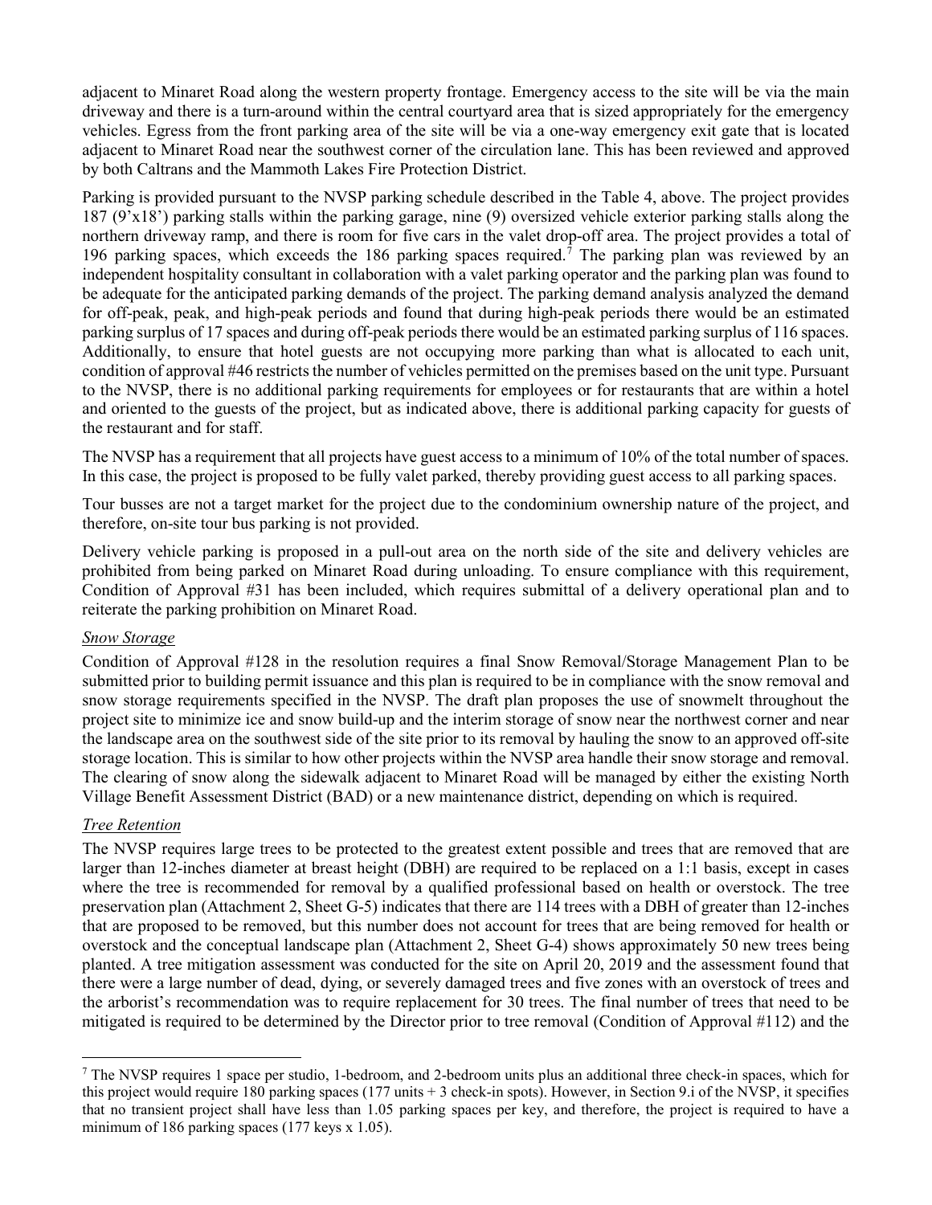adjacent to Minaret Road along the western property frontage. Emergency access to the site will be via the main driveway and there is a turn-around within the central courtyard area that is sized appropriately for the emergency vehicles. Egress from the front parking area of the site will be via a one-way emergency exit gate that is located adjacent to Minaret Road near the southwest corner of the circulation lane. This has been reviewed and approved by both Caltrans and the Mammoth Lakes Fire Protection District.

Parking is provided pursuant to the NVSP parking schedule described in the Table 4, above. The project provides 187 (9'x18') parking stalls within the parking garage, nine (9) oversized vehicle exterior parking stalls along the northern driveway ramp, and there is room for five cars in the valet drop-off area. The project provides a total of 196 parking spaces, which exceeds the 186 parking spaces required.[7] The parking plan was reviewed by an independent hospitality consultant in collaboration with a valet parking operator and the parking plan was found to be adequate for the anticipated parking demands of the project. The parking demand analysis analyzed the demand for off-peak, peak, and high-peak periods and found that during high-peak periods there would be an estimated parking surplus of 17 spaces and during off-peak periods there would be an estimated parking surplus of 116 spaces. Additionally, to ensure that hotel guests are not occupying more parking than what is allocated to each unit, condition of approval #46 restricts the number of vehicles permitted on the premises based on the unit type. Pursuant to the NVSP, there is no additional parking requirements for employees or for restaurants that are within a hotel and oriented to the guests of the project, but as indicated above, there is additional parking capacity for guests of the restaurant and for staff.

The NVSP has a requirement that all projects have guest access to a minimum of 10% of the total number of spaces. In this case, the project is proposed to be fully valet parked, thereby providing guest access to all parking spaces.

Tour busses are not a target market for the project due to the condominium ownership nature of the project, and therefore, on-site tour bus parking is not provided.

Delivery vehicle parking is proposed in a pull-out area on the north side of the site and delivery vehicles are prohibited from being parked on Minaret Road during unloading. To ensure compliance with this requirement, Condition of Approval #31 has been included, which requires submittal of a delivery operational plan and to reiterate the parking prohibition on Minaret Road.

*Snow Storage*

Condition of Approval #128 in the resolution requires a final Snow Removal/Storage Management Plan to be submitted prior to building permit issuance and this plan is required to be in compliance with the snow removal and snow storage requirements specified in the NVSP. The draft plan proposes the use of snowmelt throughout the project site to minimize ice and snow build-up and the interim storage of snow near the northwest corner and near the landscape area on the southwest side of the site prior to its removal by hauling the snow to an approved off-site storage location. This is similar to how other projects within the NVSP area handle their snow storage and removal. The clearing of snow along the sidewalk adjacent to Minaret Road will be managed by either the existing North Village Benefit Assessment District (BAD) or a new maintenance district, depending on which is required.

*Tree Retention*

The NVSP requires large trees to be protected to the greatest extent possible and trees that are removed that are larger than 12-inches diameter at breast height (DBH) are required to be replaced on a 1:1 basis, except in cases where the tree is recommended for removal by a qualified professional based on health or overstock. The tree preservation plan (Attachment 2, Sheet G-5) indicates that there are 114 trees with a DBH of greater than 12-inches that are proposed to be removed, but this number does not account for trees that are being removed for health or overstock and the conceptual landscape plan (Attachment 2, Sheet G-4) shows approximately 50 new trees being planted. A tree mitigation assessment was conducted for the site on April 20, 2019 and the assessment found that there were a large number of dead, dying, or severely damaged trees and five zones with an overstock of trees and the arborist's recommendation was to require replacement for 30 trees. The final number of trees that need to be mitigated is required to be determined by the Director prior to tree removal (Condition of Approval #112) and the

[7] The NVSP requires 1 space per studio, 1-bedroom, and 2-bedroom units plus an additional three check-in spaces, which for this project would require 180 parking spaces (177 units + 3 check-in spots). However, in Section 9.i of the NVSP, it specifies that no transient project shall have less than 1.05 parking spaces per key, and therefore, the project is required to have a minimum of 186 parking spaces (177 keys x 1.05).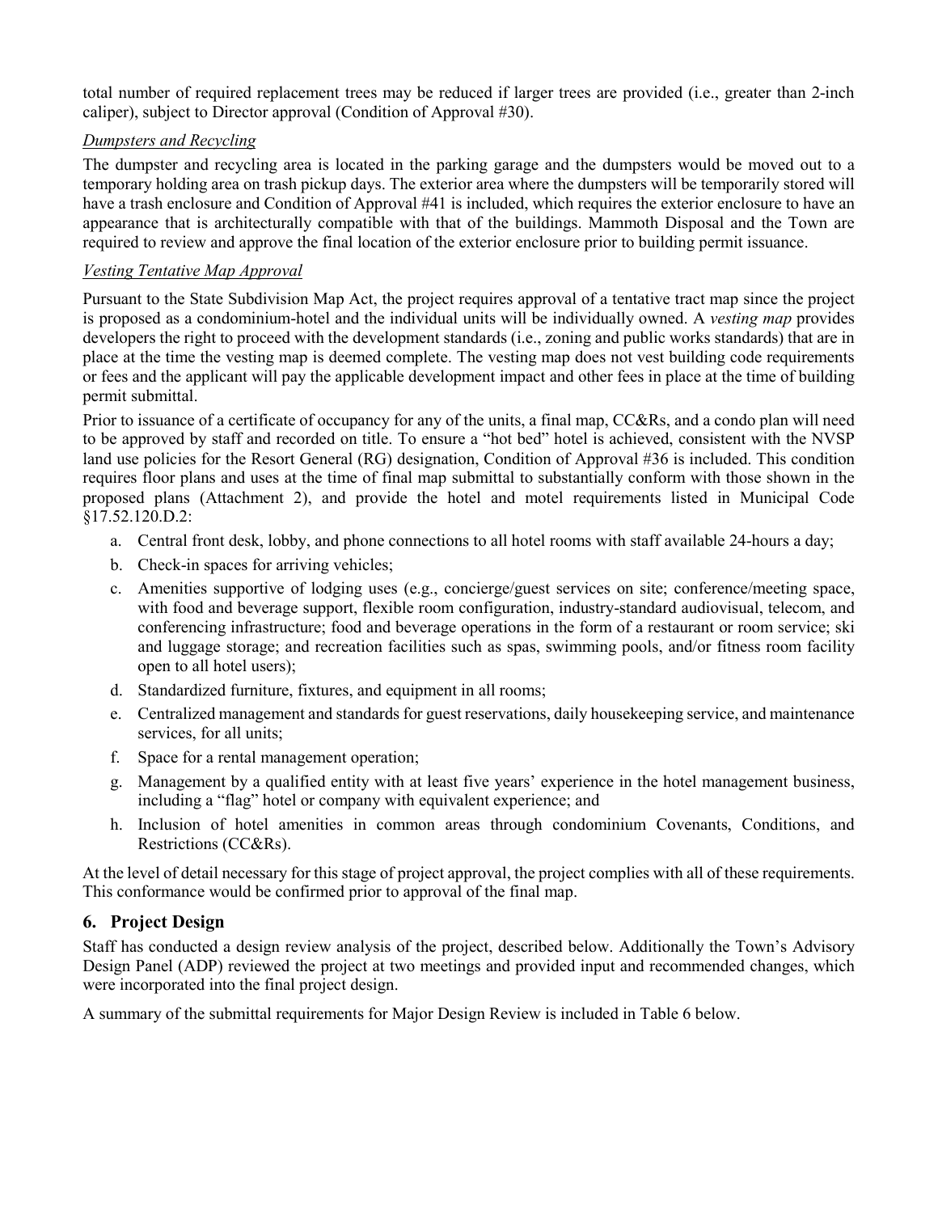total number of required replacement trees may be reduced if larger trees are provided (i.e., greater than 2-inch caliper), subject to Director approval (Condition of Approval #30).

*Dumpsters and Recycling*

The dumpster and recycling area is located in the parking garage and the dumpsters would be moved out to a temporary holding area on trash pickup days. The exterior area where the dumpsters will be temporarily stored will have a trash enclosure and Condition of Approval #41 is included, which requires the exterior enclosure to have an appearance that is architecturally compatible with that of the buildings. Mammoth Disposal and the Town are required to review and approve the final location of the exterior enclosure prior to building permit issuance.

*Vesting Tentative Map Approval*

Pursuant to the State Subdivision Map Act, the project requires approval of a tentative tract map since the project is proposed as a condominium-hotel and the individual units will be individually owned. A *vesting map* provides developers the right to proceed with the development standards (i.e., zoning and public works standards) that are in place at the time the vesting map is deemed complete. The vesting map does not vest building code requirements or fees and the applicant will pay the applicable development impact and other fees in place at the time of building permit submittal.

Prior to issuance of a certificate of occupancy for any of the units, a final map, CC&Rs, and a condo plan will need to be approved by staff and recorded on title. To ensure a "hot bed" hotel is achieved, consistent with the NVSP land use policies for the Resort General (RG) designation, Condition of Approval #36 is included. This condition requires floor plans and uses at the time of final map submittal to substantially conform with those shown in the proposed plans (Attachment 2), and provide the hotel and motel requirements listed in Municipal Code §17.52.120.D.2:

a. Central front desk, lobby, and phone connections to all hotel rooms with staff available 24-hours a day;
b. Check-in spaces for arriving vehicles;
c. Amenities supportive of lodging uses (e.g., concierge/guest services on site; conference/meeting space, with food and beverage support, flexible room configuration, industry-standard audiovisual, telecom, and conferencing infrastructure; food and beverage operations in the form of a restaurant or room service; ski and luggage storage; and recreation facilities such as spas, swimming pools, and/or fitness room facility open to all hotel users);
d. Standardized furniture, fixtures, and equipment in all rooms;
e. Centralized management and standards for guest reservations, daily housekeeping service, and maintenance services, for all units;
f. Space for a rental management operation;
g. Management by a qualified entity with at least five years' experience in the hotel management business, including a "flag" hotel or company with equivalent experience; and
h. Inclusion of hotel amenities in common areas through condominium Covenants, Conditions, and Restrictions (CC&Rs).

At the level of detail necessary for this stage of project approval, the project complies with all of these requirements. This conformance would be confirmed prior to approval of the final map.

## 6. Project Design

Staff has conducted a design review analysis of the project, described below. Additionally the Town's Advisory Design Panel (ADP) reviewed the project at two meetings and provided input and recommended changes, which were incorporated into the final project design.

A summary of the submittal requirements for Major Design Review is included in Table 6 below.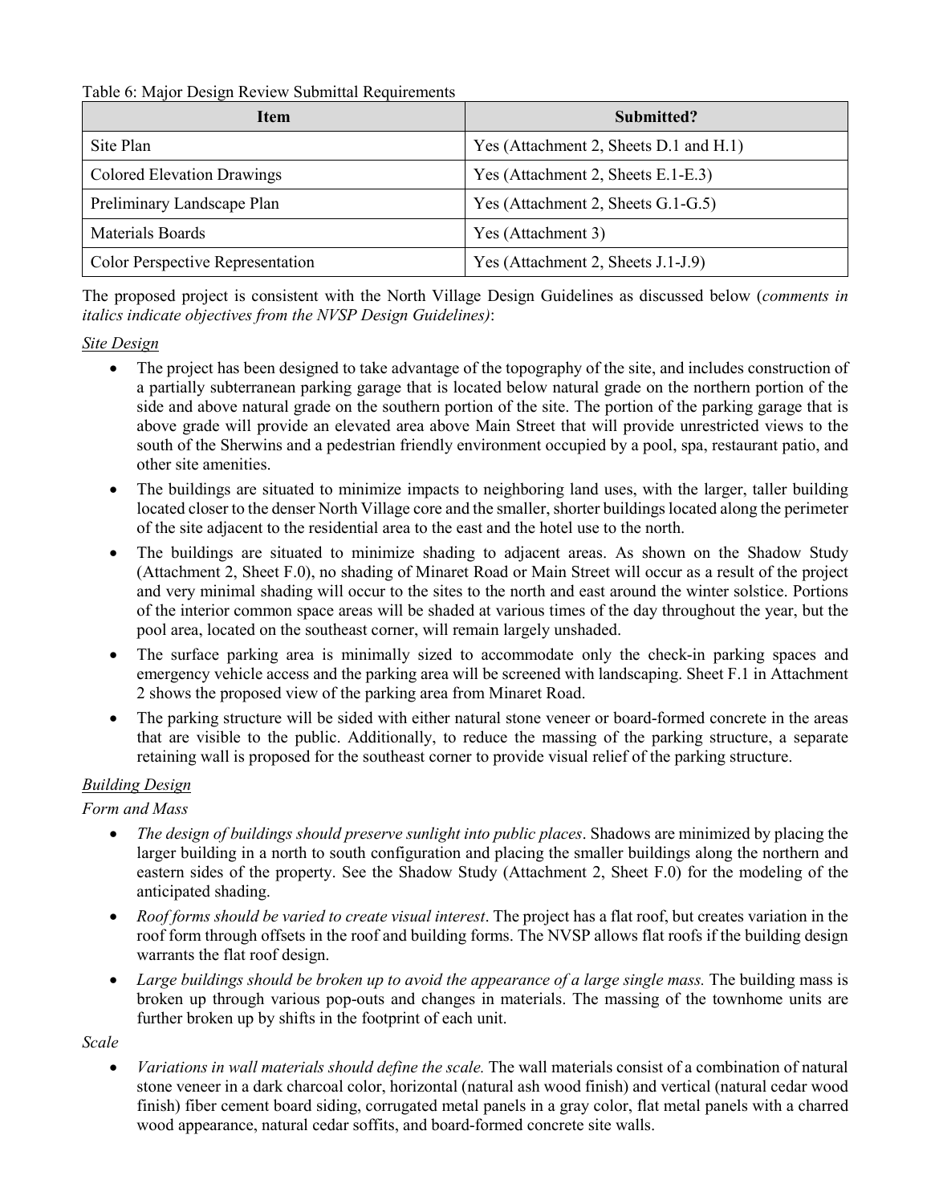Table 6: Major Design Review Submittal Requirements

| Item | Submitted? |
|---|---|
| Site Plan | Yes (Attachment 2, Sheets D.1 and H.1) |
| Colored Elevation Drawings | Yes (Attachment 2, Sheets E.1-E.3) |
| Preliminary Landscape Plan | Yes (Attachment 2, Sheets G.1-G.5) |
| Materials Boards | Yes (Attachment 3) |
| Color Perspective Representation | Yes (Attachment 2, Sheets J.1-J.9) |

The proposed project is consistent with the North Village Design Guidelines as discussed below (*comments in italics indicate objectives from the NVSP Design Guidelines)*:

*Site Design*

- The project has been designed to take advantage of the topography of the site, and includes construction of a partially subterranean parking garage that is located below natural grade on the northern portion of the side and above natural grade on the southern portion of the site. The portion of the parking garage that is above grade will provide an elevated area above Main Street that will provide unrestricted views to the south of the Sherwins and a pedestrian friendly environment occupied by a pool, spa, restaurant patio, and other site amenities.
- The buildings are situated to minimize impacts to neighboring land uses, with the larger, taller building located closer to the denser North Village core and the smaller, shorter buildings located along the perimeter of the site adjacent to the residential area to the east and the hotel use to the north.
- The buildings are situated to minimize shading to adjacent areas. As shown on the Shadow Study (Attachment 2, Sheet F.0), no shading of Minaret Road or Main Street will occur as a result of the project and very minimal shading will occur to the sites to the north and east around the winter solstice. Portions of the interior common space areas will be shaded at various times of the day throughout the year, but the pool area, located on the southeast corner, will remain largely unshaded.
- The surface parking area is minimally sized to accommodate only the check-in parking spaces and emergency vehicle access and the parking area will be screened with landscaping. Sheet F.1 in Attachment 2 shows the proposed view of the parking area from Minaret Road.
- The parking structure will be sided with either natural stone veneer or board-formed concrete in the areas that are visible to the public. Additionally, to reduce the massing of the parking structure, a separate retaining wall is proposed for the southeast corner to provide visual relief of the parking structure.

*Building Design*

*Form and Mass*

- *The design of buildings should preserve sunlight into public places*. Shadows are minimized by placing the larger building in a north to south configuration and placing the smaller buildings along the northern and eastern sides of the property. See the Shadow Study (Attachment 2, Sheet F.0) for the modeling of the anticipated shading.
- *Roof forms should be varied to create visual interest*. The project has a flat roof, but creates variation in the roof form through offsets in the roof and building forms. The NVSP allows flat roofs if the building design warrants the flat roof design.
- *Large buildings should be broken up to avoid the appearance of a large single mass.* The building mass is broken up through various pop-outs and changes in materials. The massing of the townhome units are further broken up by shifts in the footprint of each unit.

*Scale*

- *Variations in wall materials should define the scale.* The wall materials consist of a combination of natural stone veneer in a dark charcoal color, horizontal (natural ash wood finish) and vertical (natural cedar wood finish) fiber cement board siding, corrugated metal panels in a gray color, flat metal panels with a charred wood appearance, natural cedar soffits, and board-formed concrete site walls.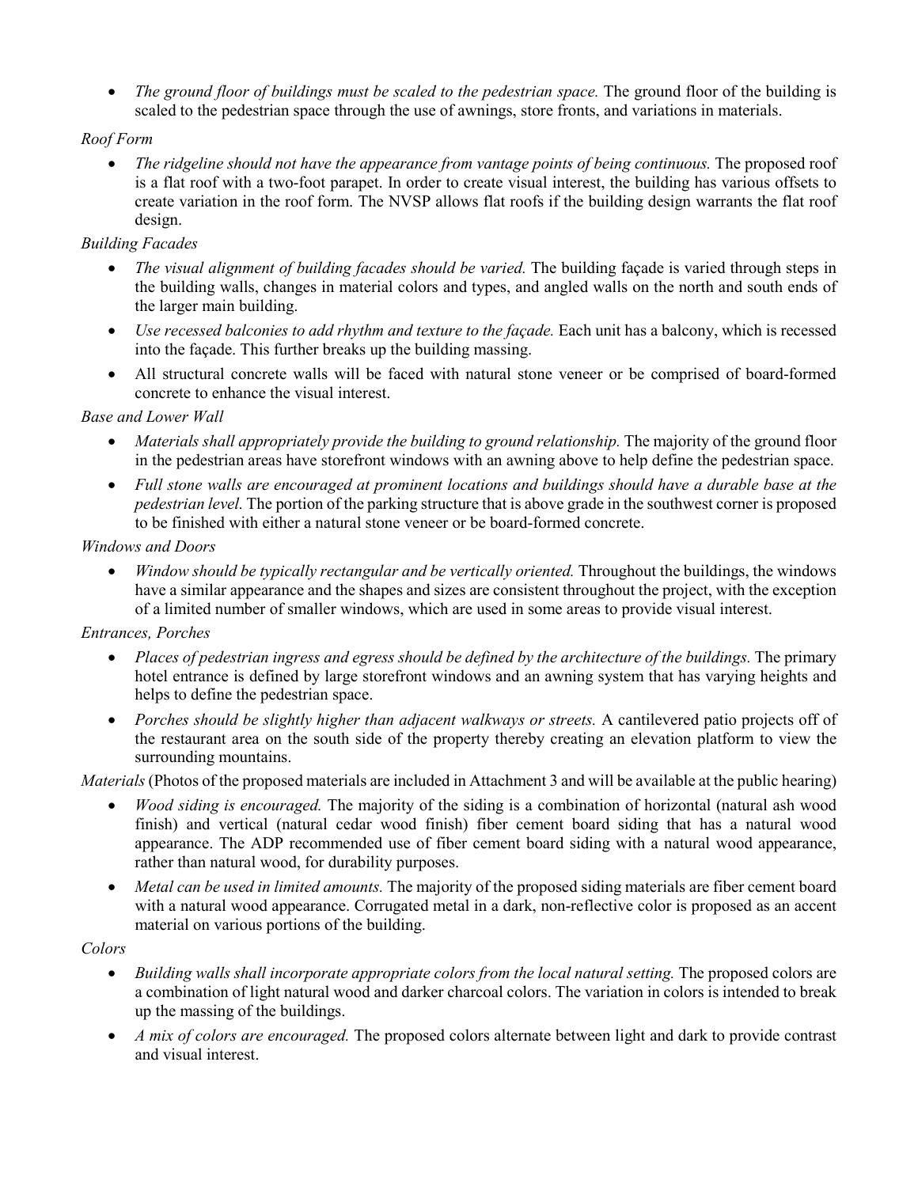- *The ground floor of buildings must be scaled to the pedestrian space.* The ground floor of the building is scaled to the pedestrian space through the use of awnings, store fronts, and variations in materials.

*Roof Form*

- *The ridgeline should not have the appearance from vantage points of being continuous.* The proposed roof is a flat roof with a two-foot parapet. In order to create visual interest, the building has various offsets to create variation in the roof form. The NVSP allows flat roofs if the building design warrants the flat roof design.

*Building Facades*

- *The visual alignment of building facades should be varied.* The building façade is varied through steps in the building walls, changes in material colors and types, and angled walls on the north and south ends of the larger main building.
- *Use recessed balconies to add rhythm and texture to the façade.* Each unit has a balcony, which is recessed into the façade. This further breaks up the building massing.
- All structural concrete walls will be faced with natural stone veneer or be comprised of board-formed concrete to enhance the visual interest.

*Base and Lower Wall*

- *Materials shall appropriately provide the building to ground relationship.* The majority of the ground floor in the pedestrian areas have storefront windows with an awning above to help define the pedestrian space.
- *Full stone walls are encouraged at prominent locations and buildings should have a durable base at the pedestrian level.* The portion of the parking structure that is above grade in the southwest corner is proposed to be finished with either a natural stone veneer or be board-formed concrete.

*Windows and Doors*

- *Window should be typically rectangular and be vertically oriented.* Throughout the buildings, the windows have a similar appearance and the shapes and sizes are consistent throughout the project, with the exception of a limited number of smaller windows, which are used in some areas to provide visual interest.

*Entrances, Porches*

- *Places of pedestrian ingress and egress should be defined by the architecture of the buildings.* The primary hotel entrance is defined by large storefront windows and an awning system that has varying heights and helps to define the pedestrian space.
- *Porches should be slightly higher than adjacent walkways or streets.* A cantilevered patio projects off of the restaurant area on the south side of the property thereby creating an elevation platform to view the surrounding mountains.

*Materials* (Photos of the proposed materials are included in Attachment 3 and will be available at the public hearing)

- *Wood siding is encouraged.* The majority of the siding is a combination of horizontal (natural ash wood finish) and vertical (natural cedar wood finish) fiber cement board siding that has a natural wood appearance. The ADP recommended use of fiber cement board siding with a natural wood appearance, rather than natural wood, for durability purposes.
- *Metal can be used in limited amounts.* The majority of the proposed siding materials are fiber cement board with a natural wood appearance. Corrugated metal in a dark, non-reflective color is proposed as an accent material on various portions of the building.

*Colors*

- *Building walls shall incorporate appropriate colors from the local natural setting.* The proposed colors are a combination of light natural wood and darker charcoal colors. The variation in colors is intended to break up the massing of the buildings.
- *A mix of colors are encouraged.* The proposed colors alternate between light and dark to provide contrast and visual interest.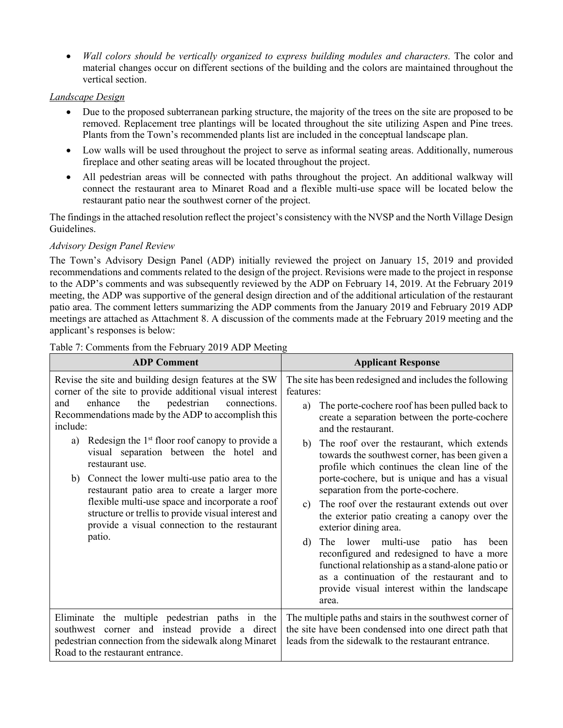- *Wall colors should be vertically organized to express building modules and characters.* The color and material changes occur on different sections of the building and the colors are maintained throughout the vertical section.

*Landscape Design*

- Due to the proposed subterranean parking structure, the majority of the trees on the site are proposed to be removed. Replacement tree plantings will be located throughout the site utilizing Aspen and Pine trees. Plants from the Town's recommended plants list are included in the conceptual landscape plan.
- Low walls will be used throughout the project to serve as informal seating areas. Additionally, numerous fireplace and other seating areas will be located throughout the project.
- All pedestrian areas will be connected with paths throughout the project. An additional walkway will connect the restaurant area to Minaret Road and a flexible multi-use space will be located below the restaurant patio near the southwest corner of the project.

The findings in the attached resolution reflect the project's consistency with the NVSP and the North Village Design Guidelines.

*Advisory Design Panel Review*

The Town's Advisory Design Panel (ADP) initially reviewed the project on January 15, 2019 and provided recommendations and comments related to the design of the project. Revisions were made to the project in response to the ADP's comments and was subsequently reviewed by the ADP on February 14, 2019. At the February 2019 meeting, the ADP was supportive of the general design direction and of the additional articulation of the restaurant patio area. The comment letters summarizing the ADP comments from the January 2019 and February 2019 ADP meetings are attached as Attachment 8. A discussion of the comments made at the February 2019 meeting and the applicant's responses is below:

Table 7: Comments from the February 2019 ADP Meeting

| ADP Comment | Applicant Response |
|---|---|
| Revise the site and building design features at the SW corner of the site to provide additional visual interest and enhance the pedestrian connections. Recommendations made by the ADP to accomplish this include:<br>a) Redesign the 1st floor roof canopy to provide a visual separation between the hotel and restaurant use.<br>b) Connect the lower multi-use patio area to the restaurant patio area to create a larger more flexible multi-use space and incorporate a roof structure or trellis to provide visual interest and provide a visual connection to the restaurant patio. | The site has been redesigned and includes the following features:<br>a) The porte-cochere roof has been pulled back to create a separation between the porte-cochere and the restaurant.<br>b) The roof over the restaurant, which extends towards the southwest corner, has been given a profile which continues the clean line of the porte-cochere, but is unique and has a visual separation from the porte-cochere.<br>c) The roof over the restaurant extends out over the exterior patio creating a canopy over the exterior dining area.<br>d) The lower multi-use patio has been reconfigured and redesigned to have a more functional relationship as a stand-alone patio or as a continuation of the restaurant and to provide visual interest within the landscape area. |
| Eliminate the multiple pedestrian paths in the southwest corner and instead provide a direct pedestrian connection from the sidewalk along Minaret Road to the restaurant entrance. | The multiple paths and stairs in the southwest corner of the site have been condensed into one direct path that leads from the sidewalk to the restaurant entrance. |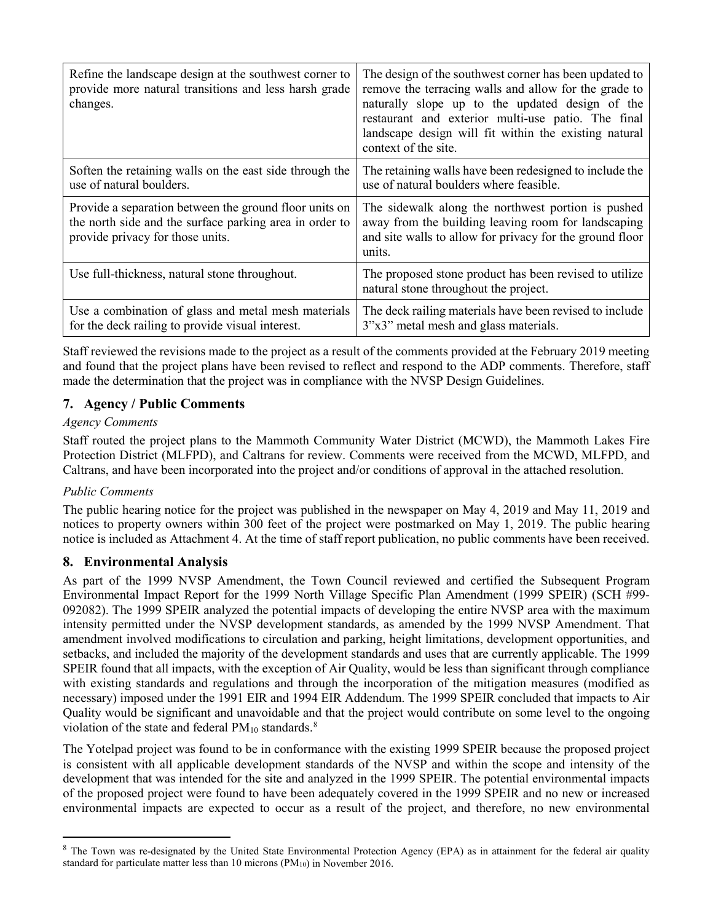| | |
|---|---|
| Refine the landscape design at the southwest corner to provide more natural transitions and less harsh grade changes. | The design of the southwest corner has been updated to remove the terracing walls and allow for the grade to naturally slope up to the updated design of the restaurant and exterior multi-use patio. The final landscape design will fit within the existing natural context of the site. |
| Soften the retaining walls on the east side through the use of natural boulders. | The retaining walls have been redesigned to include the use of natural boulders where feasible. |
| Provide a separation between the ground floor units on the north side and the surface parking area in order to provide privacy for those units. | The sidewalk along the northwest portion is pushed away from the building leaving room for landscaping and site walls to allow for privacy for the ground floor units. |
| Use full-thickness, natural stone throughout. | The proposed stone product has been revised to utilize natural stone throughout the project. |
| Use a combination of glass and metal mesh materials for the deck railing to provide visual interest. | The deck railing materials have been revised to include 3"x3" metal mesh and glass materials. |

Staff reviewed the revisions made to the project as a result of the comments provided at the February 2019 meeting and found that the project plans have been revised to reflect and respond to the ADP comments. Therefore, staff made the determination that the project was in compliance with the NVSP Design Guidelines.

## 7. Agency / Public Comments

*Agency Comments*

Staff routed the project plans to the Mammoth Community Water District (MCWD), the Mammoth Lakes Fire Protection District (MLFPD), and Caltrans for review. Comments were received from the MCWD, MLFPD, and Caltrans, and have been incorporated into the project and/or conditions of approval in the attached resolution.

*Public Comments*

The public hearing notice for the project was published in the newspaper on May 4, 2019 and May 11, 2019 and notices to property owners within 300 feet of the project were postmarked on May 1, 2019. The public hearing notice is included as Attachment 4. At the time of staff report publication, no public comments have been received.

## 8. Environmental Analysis

As part of the 1999 NVSP Amendment, the Town Council reviewed and certified the Subsequent Program Environmental Impact Report for the 1999 North Village Specific Plan Amendment (1999 SPEIR) (SCH #99-092082). The 1999 SPEIR analyzed the potential impacts of developing the entire NVSP area with the maximum intensity permitted under the NVSP development standards, as amended by the 1999 NVSP Amendment. That amendment involved modifications to circulation and parking, height limitations, development opportunities, and setbacks, and included the majority of the development standards and uses that are currently applicable. The 1999 SPEIR found that all impacts, with the exception of Air Quality, would be less than significant through compliance with existing standards and regulations and through the incorporation of the mitigation measures (modified as necessary) imposed under the 1991 EIR and 1994 EIR Addendum. The 1999 SPEIR concluded that impacts to Air Quality would be significant and unavoidable and that the project would contribute on some level to the ongoing violation of the state and federal $PM_{10}$ standards.[8]

The Yotelpad project was found to be in conformance with the existing 1999 SPEIR because the proposed project is consistent with all applicable development standards of the NVSP and within the scope and intensity of the development that was intended for the site and analyzed in the 1999 SPEIR. The potential environmental impacts of the proposed project were found to have been adequately covered in the 1999 SPEIR and no new or increased environmental impacts are expected to occur as a result of the project, and therefore, no new environmental

[8] The Town was re-designated by the United State Environmental Protection Agency (EPA) as in attainment for the federal air quality standard for particulate matter less than 10 microns ($PM_{10}$) in November 2016.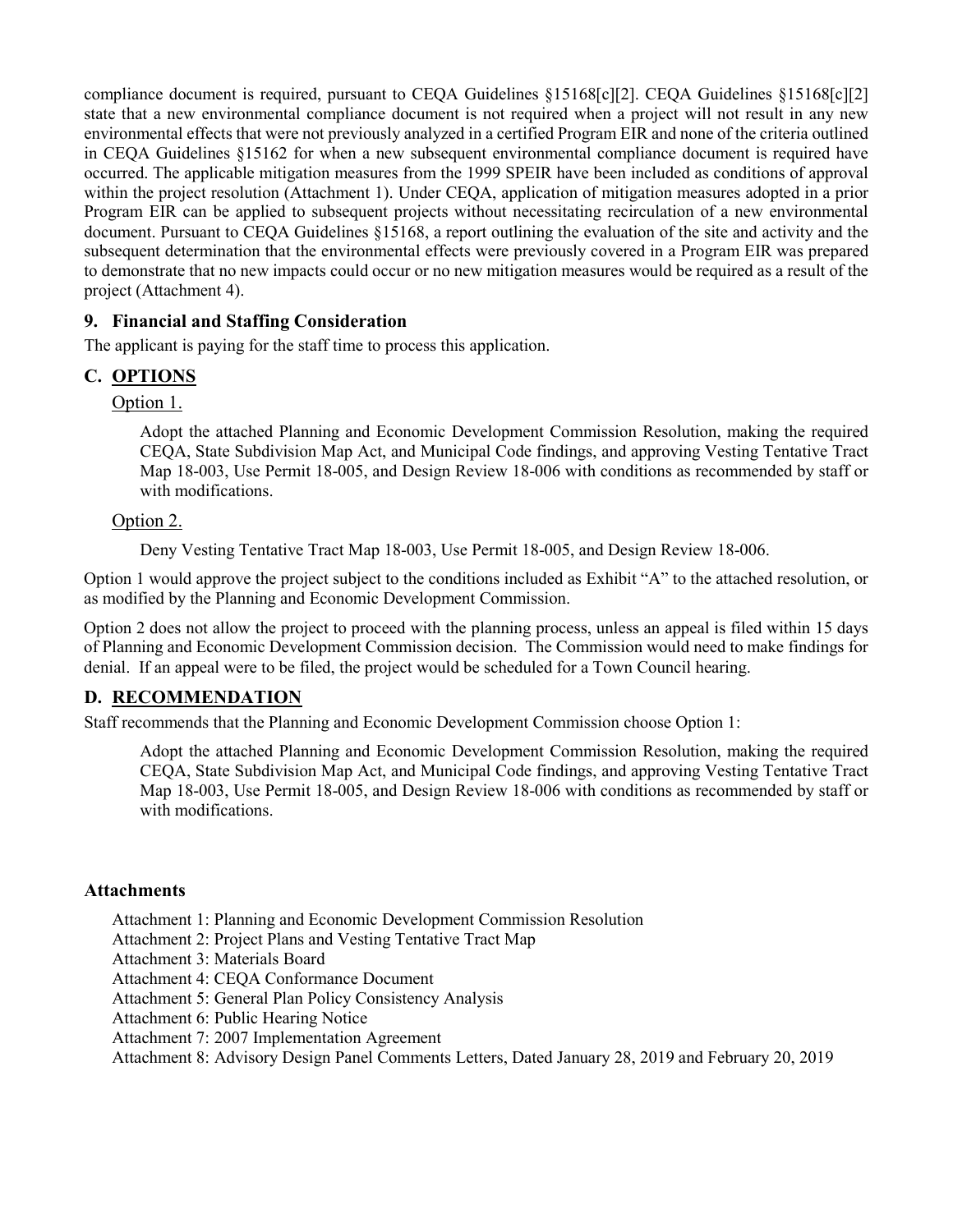compliance document is required, pursuant to CEQA Guidelines §15168[c][2]. CEQA Guidelines §15168[c][2] state that a new environmental compliance document is not required when a project will not result in any new environmental effects that were not previously analyzed in a certified Program EIR and none of the criteria outlined in CEQA Guidelines §15162 for when a new subsequent environmental compliance document is required have occurred. The applicable mitigation measures from the 1999 SPEIR have been included as conditions of approval within the project resolution (Attachment 1). Under CEQA, application of mitigation measures adopted in a prior Program EIR can be applied to subsequent projects without necessitating recirculation of a new environmental document. Pursuant to CEQA Guidelines §15168, a report outlining the evaluation of the site and activity and the subsequent determination that the environmental effects were previously covered in a Program EIR was prepared to demonstrate that no new impacts could occur or no new mitigation measures would be required as a result of the project (Attachment 4).

### 9. Financial and Staffing Consideration

The applicant is paying for the staff time to process this application.

## C. OPTIONS

Option 1.

Adopt the attached Planning and Economic Development Commission Resolution, making the required CEQA, State Subdivision Map Act, and Municipal Code findings, and approving Vesting Tentative Tract Map 18-003, Use Permit 18-005, and Design Review 18-006 with conditions as recommended by staff or with modifications.

Option 2.

Deny Vesting Tentative Tract Map 18-003, Use Permit 18-005, and Design Review 18-006.

Option 1 would approve the project subject to the conditions included as Exhibit "A" to the attached resolution, or as modified by the Planning and Economic Development Commission.

Option 2 does not allow the project to proceed with the planning process, unless an appeal is filed within 15 days of Planning and Economic Development Commission decision. The Commission would need to make findings for denial. If an appeal were to be filed, the project would be scheduled for a Town Council hearing.

## D. RECOMMENDATION

Staff recommends that the Planning and Economic Development Commission choose Option 1:

Adopt the attached Planning and Economic Development Commission Resolution, making the required CEQA, State Subdivision Map Act, and Municipal Code findings, and approving Vesting Tentative Tract Map 18-003, Use Permit 18-005, and Design Review 18-006 with conditions as recommended by staff or with modifications.

### Attachments

Attachment 1: Planning and Economic Development Commission Resolution
Attachment 2: Project Plans and Vesting Tentative Tract Map
Attachment 3: Materials Board
Attachment 4: CEQA Conformance Document
Attachment 5: General Plan Policy Consistency Analysis
Attachment 6: Public Hearing Notice
Attachment 7: 2007 Implementation Agreement
Attachment 8: Advisory Design Panel Comments Letters, Dated January 28, 2019 and February 20, 2019